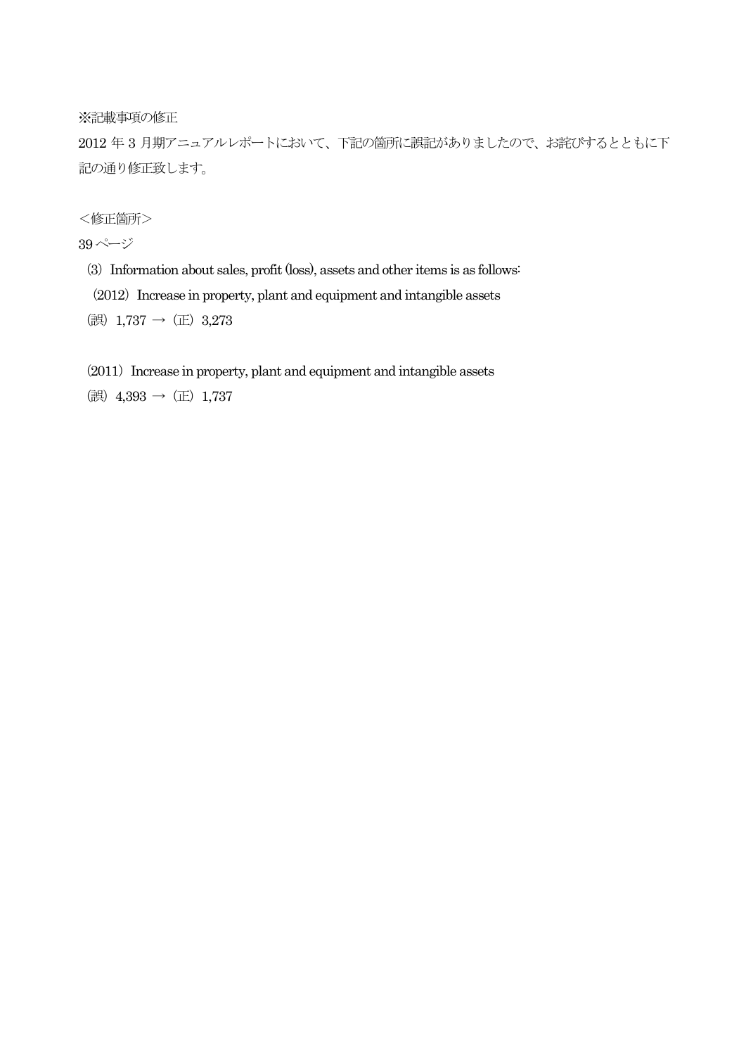※記載事項の修正

2012 年 3 月期アニュアルレポートにおいて、下記の箇所に誤記がありましたので、お詫びするとともに下記の通り修正致します。

＜修正箇所＞

39 ページ

⑶ Information about sales, profit (loss), assets and other items is as follows:

(2012) Increase in property, plant and equipment and intangible assets

(誤) 1,737 → (正) 3,273

(2011) Increase in property, plant and equipment and intangible assets

(誤) 4,393 → (正) 1,737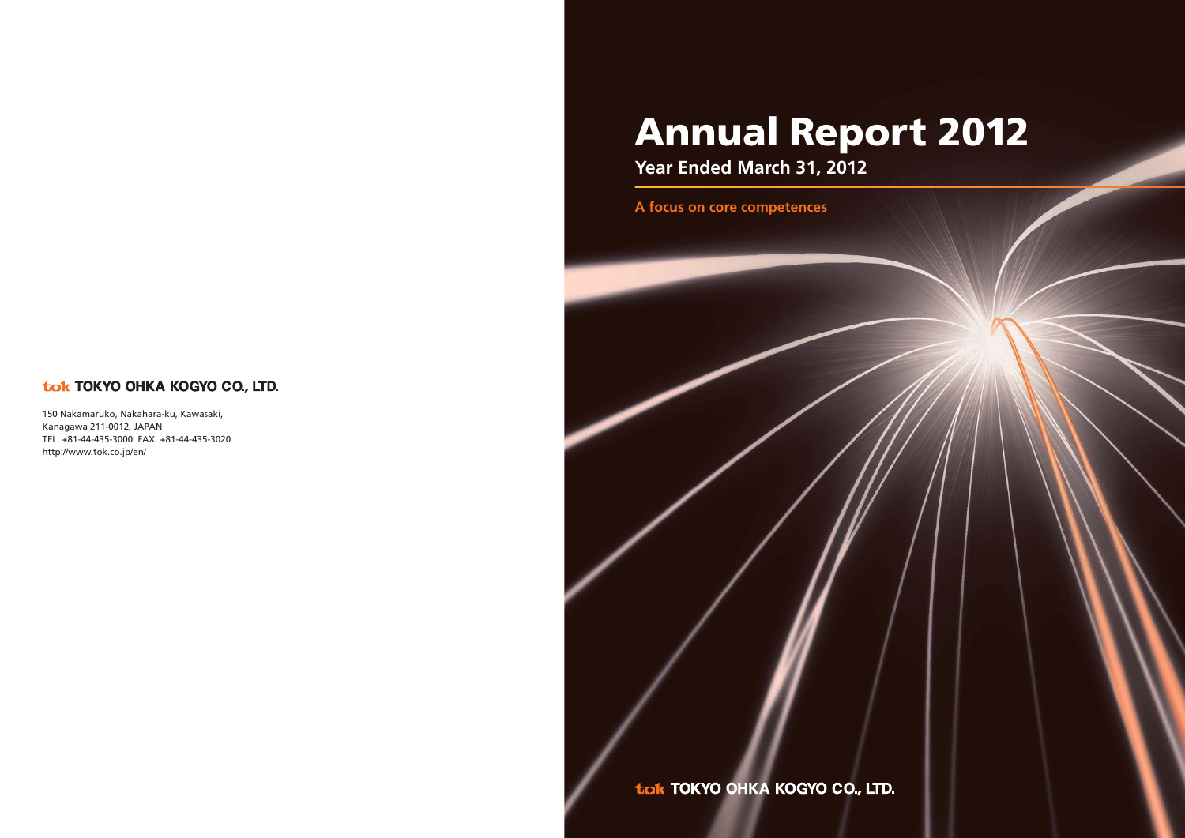**TOKYO OHKA KOGYO CO., LTD.**

150 Nakamaruko, Nakahara-ku, Kawasaki,
Kanagawa 211-0012, JAPAN
TEL. +81-44-435-3000 FAX. +81-44-435-3020
http://www.tok.co.jp/en/

# Annual Report 2012

**Year Ended March 31, 2012**

**A focus on core competences**

**TOKYO OHKA KOGYO CO., LTD.**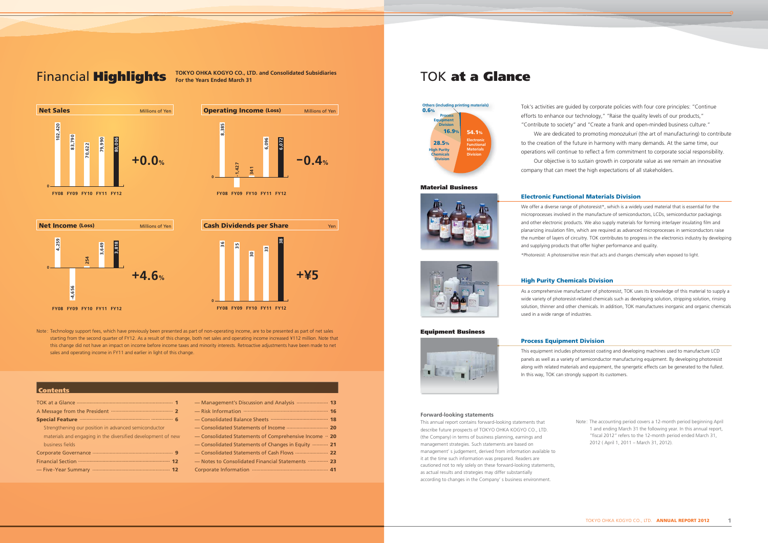# Financial **Highlights**

**TOKYO OHKA KOGYO CO., LTD. and Consolidated Subsidiaries**
**For the Years Ended March 31**

**Net Sales** (Millions of Yen)

| FY08 | FY09 | FY10 | FY11 | FY12 |
|---|---|---|---|---|
| 102,420 | 83,790 | 70,622 | 79,990 | 80,006 |

**+0.0%**

**Operating Income (Loss)** (Millions of Yen)

| FY08 | FY09 | FY10 | FY11 | FY12 |
|---|---|---|---|---|
| 8,385 | -1,427 | 341 | 6,096 | 6,072 |

**−0.4%**

**Net Income (Loss)** (Millions of Yen)

| FY08 | FY09 | FY10 | FY11 | FY12 |
|---|---|---|---|---|
| 4,259 | -4,656 | 254 | 3,649 | 3,818 |

**+4.6%**

**Cash Dividends per Share** (Yen)

| FY08 | FY09 | FY10 | FY11 | FY12 |
|---|---|---|---|---|
| 36 | 35 | 30 | 33 | 38 |

**+¥5**

Note: Technology support fees, which have previously been presented as part of non-operating income, are to be presented as part of net sales starting from the second quarter of FY12. As a result of this change, both net sales and operating income increased ¥112 million. Note that this change did not have an impact on income before income taxes and minority interests. Retroactive adjustments have been made to net sales and operating income in FY11 and earlier in light of this change.

## Contents

- TOK at a Glance ... 1
- A Message from the President ... 2
- **Special Feature** ... 6
  - Strengthening our position in advanced semiconductor materials and engaging in the diversified development of new business fields
- Corporate Governance ... 9
- Financial Section ... 12
- — Five-Year Summary ... 12
- — Management's Discussion and Analysis ... 13
- — Risk Information ... 16
- — Consolidated Balance Sheets ... 18
- — Consolidated Statements of Income ... 20
- — Consolidated Statements of Comprehensive Income ... 20
- — Consolidated Statements of Changes in Equity ... 21
- — Consolidated Statements of Cash Flows ... 22
- — Notes to Consolidated Financial Statements ... 23
- Corporate Information ... 41

# TOK **at a Glance**

| Division | Share |
|---|---|
| Electronic Functional Materials Division | 54.1% |
| High Purity Chemicals Division | 28.5% |
| Process Equipment Division | 16.9% |
| Others (including printing materials) | 0.6% |

Tok's activities are guided by corporate policies with four core principles: "Continue efforts to enhance our technology," "Raise the quality levels of our products," "Contribute to society" and "Create a frank and open-minded business culture."

We are dedicated to promoting *monozukuri* (the art of manufacturing) to contribute to the creation of the future in harmony with many demands. At the same time, our operations will continue to reflect a firm commitment to corporate social responsibility.

Our objective is to sustain growth in corporate value as we remain an innovative company that can meet the high expectations of all stakeholders.

## Material Business

### Electronic Functional Materials Division

We offer a diverse range of photoresist*, which is a widely used material that is essential for the microprocesses involved in the manufacture of semiconductors, LCDs, semiconductor packagings and other electronic products. We also supply materials for forming interlayer insulating film and planarizing insulation film, which are required as advanced microprocesses in semiconductors raise the number of layers of circuitry. TOK contributes to progress in the electronics industry by developing and supplying products that offer higher performance and quality.

*Photoresist: A photosensitive resin that acts and changes chemically when exposed to light.

### High Purity Chemicals Division

As a comprehensive manufacturer of photoresist, TOK uses its knowledge of this material to supply a wide variety of photoresist-related chemicals such as developing solution, stripping solution, rinsing solution, thinner and other chemicals. In addition, TOK manufactures inorganic and organic chemicals used in a wide range of industries.

## Equipment Business

### Process Equipment Division

This equipment includes photoresist coating and developing machines used to manufacture LCD panels as well as a variety of semiconductor manufacturing equipment. By developing photoresist along with related materials and equipment, the synergetic effects can be generated to the fullest. In this way, TOK can strongly support its customers.

**Forward-looking statements**

This annual report contains forward-looking statements that describe future prospects of TOKYO OHKA KOGYO CO., LTD. (the Company) in terms of business planning, earnings and management strategies. Such statements are based on management' s judgement, derived from information available to it at the time such information was prepared. Readers are cautioned not to rely solely on these forward-looking statements, as actual results and strategies may differ substantially according to changes in the Company' s business environment.

Note: The accounting period covers a 12-month period beginning April 1 and ending March 31 the following year. In this annual report, "fiscal 2012" refers to the 12-month period ended March 31, 2012 ( April 1, 2011 – March 31, 2012).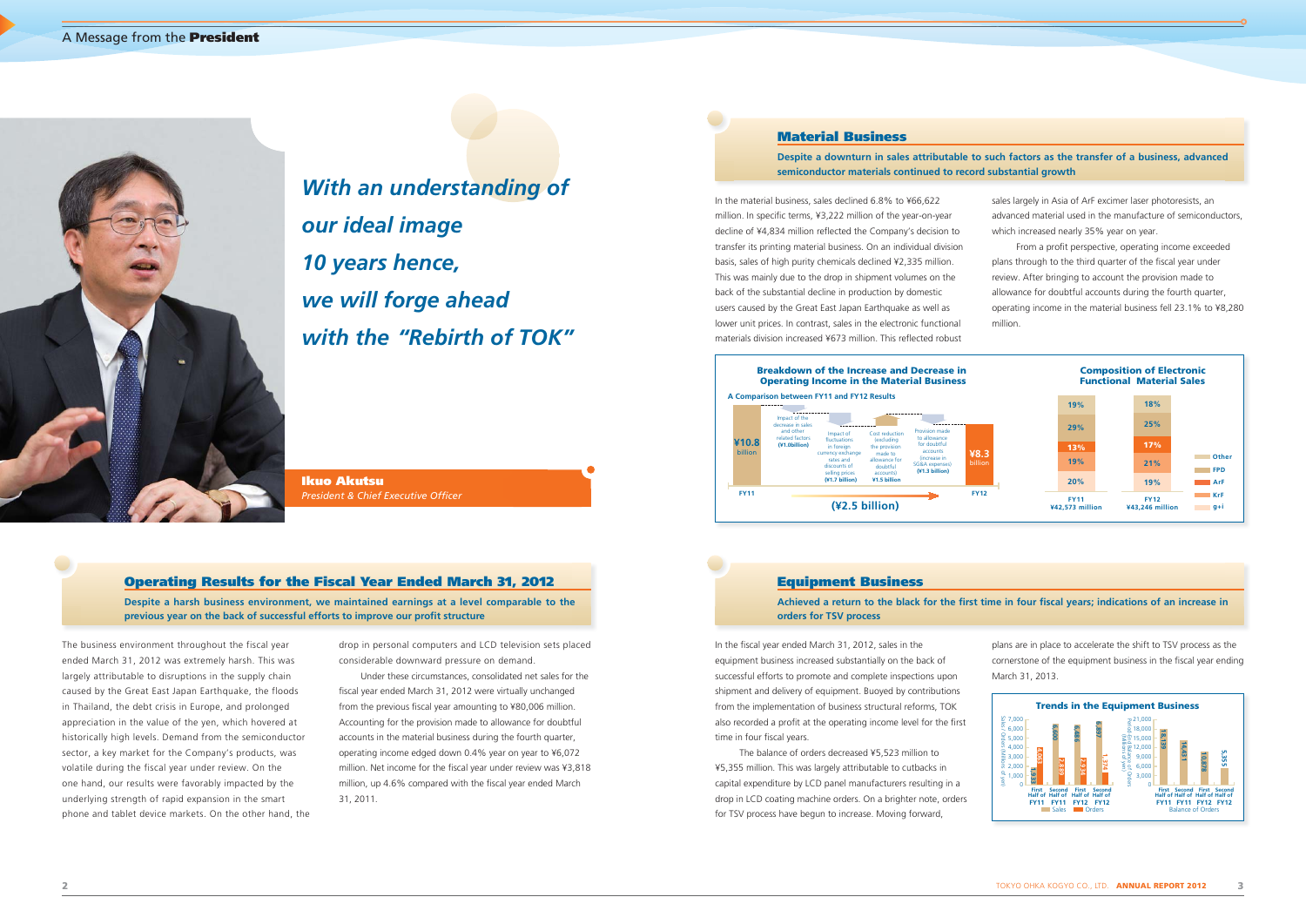*With an understanding of our ideal image 10 years hence, we will forge ahead with the "Rebirth of TOK"*

**Ikuo Akutsu**
*President & Chief Executive Officer*

## Operating Results for the Fiscal Year Ended March 31, 2012

**Despite a harsh business environment, we maintained earnings at a level comparable to the previous year on the back of successful efforts to improve our profit structure**

The business environment throughout the fiscal year ended March 31, 2012 was extremely harsh. This was largely attributable to disruptions in the supply chain caused by the Great East Japan Earthquake, the floods in Thailand, the debt crisis in Europe, and prolonged appreciation in the value of the yen, which hovered at historically high levels. Demand from the semiconductor sector, a key market for the Company's products, was volatile during the fiscal year under review. On the one hand, our results were favorably impacted by the underlying strength of rapid expansion in the smart phone and tablet device markets. On the other hand, the drop in personal computers and LCD television sets placed considerable downward pressure on demand.

Under these circumstances, consolidated net sales for the fiscal year ended March 31, 2012 were virtually unchanged from the previous fiscal year amounting to ¥80,006 million. Accounting for the provision made to allowance for doubtful accounts in the material business during the fourth quarter, operating income edged down 0.4% year on year to ¥6,072 million. Net income for the fiscal year under review was ¥3,818 million, up 4.6% compared with the fiscal year ended March 31, 2011.

## Material Business

**Despite a downturn in sales attributable to such factors as the transfer of a business, advanced semiconductor materials continued to record substantial growth**

In the material business, sales declined 6.8% to ¥66,622 million. In specific terms, ¥3,222 million of the year-on-year decline of ¥4,834 million reflected the Company's decision to transfer its printing material business. On an individual division basis, sales of high purity chemicals declined ¥2,335 million. This was mainly due to the drop in shipment volumes on the back of the substantial decline in production by domestic users caused by the Great East Japan Earthquake as well as lower unit prices. In contrast, sales in the electronic functional materials division increased ¥673 million. This reflected robust sales largely in Asia of ArF excimer laser photoresists, an advanced material used in the manufacture of semiconductors, which increased nearly 35% year on year.

From a profit perspective, operating income exceeded plans through to the third quarter of the fiscal year under review. After bringing to account the provision made to allowance for doubtful accounts during the fourth quarter, operating income in the material business fell 23.1% to ¥8,280 million.

**Breakdown of the Increase and Decrease in Operating Income in the Material Business**
A Comparison between FY11 and FY12 Results

| Item | Amount |
|---|---|
| FY11 | ¥10.8 billion |
| Impact of the decrease in sales and other related factors | (¥1.0 billion) |
| Impact of fluctuations in foreign currency exchange rates and discounts of selling prices | (¥1.7 billion) |
| Cost reduction (excluding the provision made to allowance for doubtful accounts) | ¥1.5 billion |
| Provision made to allowance for doubtful accounts (increase in SG&A expenses) | (¥1.3 billion) |
| FY12 | ¥8.3 billion |
| Total change | (¥2.5 billion) |

**Composition of Electronic Functional Material Sales**

| | FY11 ¥42,573 million | FY12 ¥43,246 million |
|---|---|---|
| Other | 19% | 18% |
| FPD | 29% | 25% |
| ArF | 13% | 17% |
| KrF | 19% | 21% |
| g+i | 20% | 19% |

## Equipment Business

**Achieved a return to the black for the first time in four fiscal years; indications of an increase in orders for TSV process**

In the fiscal year ended March 31, 2012, sales in the equipment business increased substantially on the back of successful efforts to promote and complete inspections upon shipment and delivery of equipment. Buoyed by contributions from the implementation of business structural reforms, TOK also recorded a profit at the operating income level for the first time in four fiscal years.

The balance of orders decreased ¥5,523 million to ¥5,355 million. This was largely attributable to cutbacks in capital expenditure by LCD panel manufacturers resulting in a drop in LCD coating machine orders. On a brighter note, orders for TSV process have begun to increase. Moving forward, plans are in place to accelerate the shift to TSV process as the cornerstone of the equipment business in the fiscal year ending March 31, 2013.

**Trends in the Equipment Business**

Sales / Orders (Millions of yen)

| | First Half of FY11 | Second Half of FY11 | First Half of FY12 | Second Half of FY12 |
|---|---|---|---|---|
| Sales | 1,932 | 6,000 | 6,486 | 6,897 |
| Orders | 4,065 | 2,889 | 2,934 | 1,374 |

Period-End Balance of Orders (Millions of yen)

| | First Half of FY11 | Second Half of FY11 | First Half of FY12 | Second Half of FY12 |
|---|---|---|---|---|
| Balance of Orders | 18,139 | 14,431 | 10,878 | 5,355 |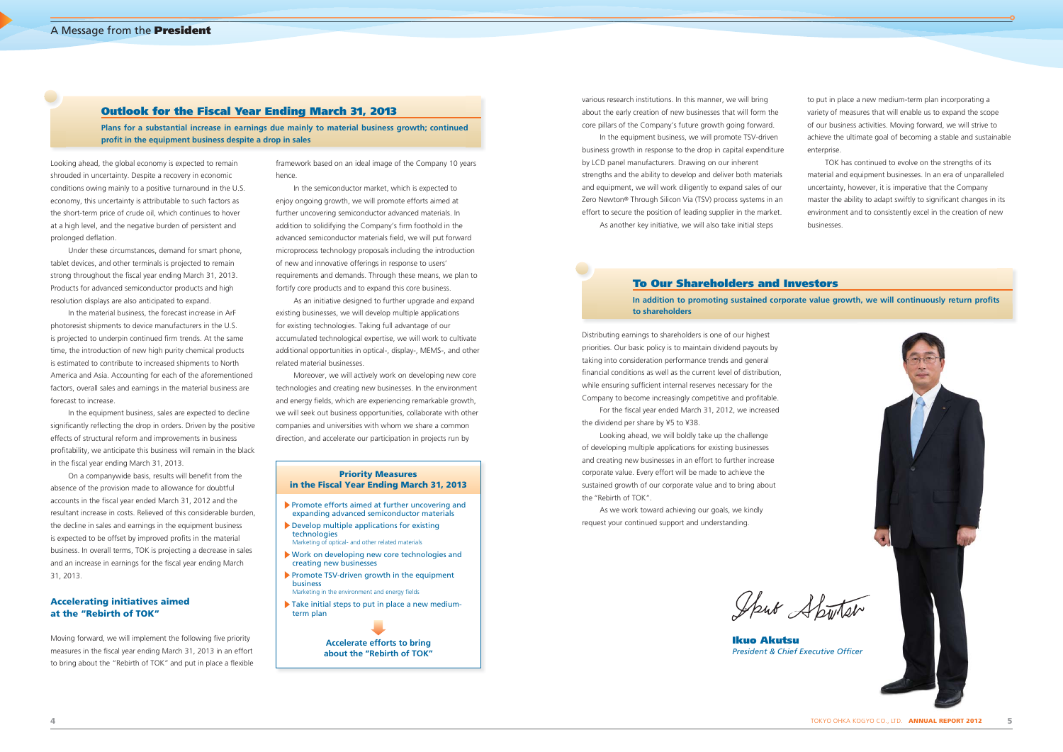## Outlook for the Fiscal Year Ending March 31, 2013

**Plans for a substantial increase in earnings due mainly to material business growth; continued profit in the equipment business despite a drop in sales**

Looking ahead, the global economy is expected to remain shrouded in uncertainty. Despite a recovery in economic conditions owing mainly to a positive turnaround in the U.S. economy, this uncertainty is attributable to such factors as the short-term price of crude oil, which continues to hover at a high level, and the negative burden of persistent and prolonged deflation.

Under these circumstances, demand for smart phone, tablet devices, and other terminals is projected to remain strong throughout the fiscal year ending March 31, 2013. Products for advanced semiconductor products and high resolution displays are also anticipated to expand.

In the material business, the forecast increase in ArF photoresist shipments to device manufacturers in the U.S. is projected to underpin continued firm trends. At the same time, the introduction of new high purity chemical products is estimated to contribute to increased shipments to North America and Asia. Accounting for each of the aforementioned factors, overall sales and earnings in the material business are forecast to increase.

In the equipment business, sales are expected to decline significantly reflecting the drop in orders. Driven by the positive effects of structural reform and improvements in business profitability, we anticipate this business will remain in the black in the fiscal year ending March 31, 2013.

On a companywide basis, results will benefit from the absence of the provision made to allowance for doubtful accounts in the fiscal year ended March 31, 2012 and the resultant increase in costs. Relieved of this considerable burden, the decline in sales and earnings in the equipment business is expected to be offset by improved profits in the material business. In overall terms, TOK is projecting a decrease in sales and an increase in earnings for the fiscal year ending March 31, 2013.

### Accelerating initiatives aimed at the "Rebirth of TOK"

Moving forward, we will implement the following five priority measures in the fiscal year ending March 31, 2013 in an effort to bring about the "Rebirth of TOK" and put in place a flexible framework based on an ideal image of the Company 10 years hence.

In the semiconductor market, which is expected to enjoy ongoing growth, we will promote efforts aimed at further uncovering semiconductor advanced materials. In addition to solidifying the Company's firm foothold in the advanced semiconductor materials field, we will put forward microprocess technology proposals including the introduction of new and innovative offerings in response to users' requirements and demands. Through these means, we plan to fortify core products and to expand this core business.

As an initiative designed to further upgrade and expand existing businesses, we will develop multiple applications for existing technologies. Taking full advantage of our accumulated technological expertise, we will work to cultivate additional opportunities in optical-, display-, MEMS-, and other related material businesses.

Moreover, we will actively work on developing new core technologies and creating new businesses. In the environment and energy fields, which are experiencing remarkable growth, we will seek out business opportunities, collaborate with other companies and universities with whom we share a common direction, and accelerate our participation in projects run by various research institutions. In this manner, we will bring about the early creation of new businesses that will form the core pillars of the Company's future growth going forward.

In the equipment business, we will promote TSV-driven business growth in response to the drop in capital expenditure by LCD panel manufacturers. Drawing on our inherent strengths and the ability to develop and deliver both materials and equipment, we will work diligently to expand sales of our Zero Newton® Through Silicon Via (TSV) process systems in an effort to secure the position of leading supplier in the market.

As another key initiative, we will also take initial steps to put in place a new medium-term plan incorporating a variety of measures that will enable us to expand the scope of our business activities. Moving forward, we will strive to achieve the ultimate goal of becoming a stable and sustainable enterprise.

TOK has continued to evolve on the strengths of its material and equipment businesses. In an era of unparalleled uncertainty, however, it is imperative that the Company master the ability to adapt swiftly to significant changes in its environment and to consistently excel in the creation of new businesses.

#### Priority Measures in the Fiscal Year Ending March 31, 2013

- Promote efforts aimed at further uncovering and expanding advanced semiconductor materials
- Develop multiple applications for existing technologies
  Marketing of optical- and other related materials
- Work on developing new core technologies and creating new businesses
- Promote TSV-driven growth in the equipment business
  Marketing in the environment and energy fields
- Take initial steps to put in place a new medium-term plan

**Accelerate efforts to bring about the "Rebirth of TOK"**

## To Our Shareholders and Investors

**In addition to promoting sustained corporate value growth, we will continuously return profits to shareholders**

Distributing earnings to shareholders is one of our highest priorities. Our basic policy is to maintain dividend payouts by taking into consideration performance trends and general financial conditions as well as the current level of distribution, while ensuring sufficient internal reserves necessary for the Company to become increasingly competitive and profitable.

For the fiscal year ended March 31, 2012, we increased the dividend per share by ¥5 to ¥38.

Looking ahead, we will boldly take up the challenge of developing multiple applications for existing businesses and creating new businesses in an effort to further increase corporate value. Every effort will be made to achieve the sustained growth of our corporate value and to bring about the "Rebirth of TOK".

As we work toward achieving our goals, we kindly request your continued support and understanding.

**Ikuo Akutsu**
*President & Chief Executive Officer*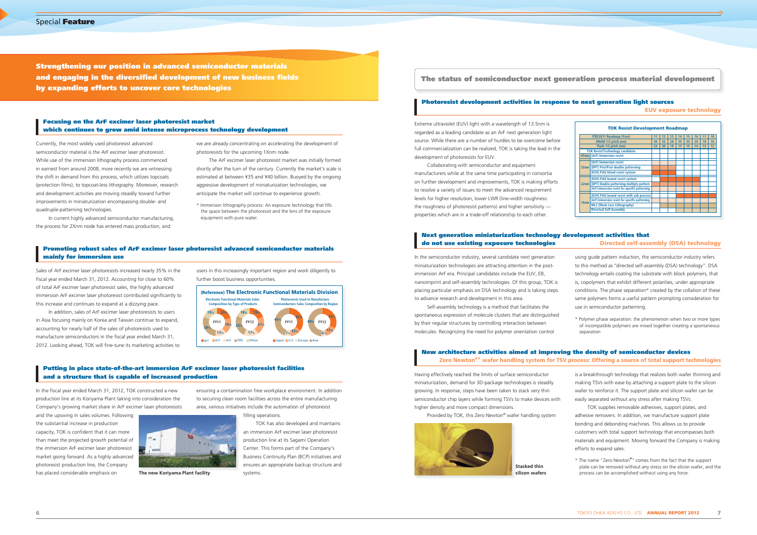# Special Feature

## Strengthening our position in advanced semiconductor materials and engaging in the diversified development of new business fields by expanding efforts to uncover core technologies

### Focusing on the ArF excimer laser photoresist market which continues to grow amid intense microprocess technology development

Currently, the most widely used photoresist advanced semiconductor material is the ArF excimer laser photoresist. While use of the immersion lithography process commenced in earnest from around 2008, more recently we are witnessing the shift in demand from this process, which utilizes topcoats (protection films), to topcoat-less lithography. Moreover, research and development activities are moving steadily toward further improvements in miniaturization encompassing double- and quadruple-patterning technologies.

In current highly advanced semiconductor manufacturing, the process for 2Xnm node has entered mass production, and we are already concentrating on accelerating the development of photoresists for the upcoming 1Xnm node.

The ArF excimer laser photoresist market was initially formed shortly after the turn of the century. Currently the market's scale is estimated at between ¥35 and ¥40 billion. Buoyed by the ongoing aggressive development of miniaturization technologies, we anticipate the market will continue to experience growth.

* Immersion lithography process: An exposure technology that fills the space between the photoresist and the lens of the exposure equipment with pure water.

### Promoting robust sales of ArF excimer laser photoresist advanced semiconductor materials mainly for immersion use

Sales of ArF excimer laser photoresists increased nearly 35% in the fiscal year ended March 31, 2012. Accounting for close to 60% of total ArF excimer laser photoresist sales, the highly advanced immersion ArF excimer laser photoresist contributed significantly to this increase and continues to expand at a dizzying pace.

In addition, sales of ArF excimer laser photoresists to users in Asia focusing mainly on Korea and Taiwan continue to expand, accounting for nearly half of the sales of photoresists used to manufacture semiconductors in the fiscal year ended March 31, 2012. Looking ahead, TOK will fine-tune its marketing activities to users in this increasingly important region and work diligently to further boost business opportunities.

**(Reference) The Electronic Functional Materials Division**

Electronic Functional Materials Sales Composition by Type of Products

| | g+i | KrF | ArF | FPD | Other |
|---|---|---|---|---|---|
| FY11 | 29% | 20% | 19% | 13% | 19% |
| FY12 | 25% | 19% | 21% | 17% | 18% |

Photoresists Used to Manufacture Semiconductors Sales Composition by Region

| | Japan | U.S. | Europe | Asia |
|---|---|---|---|---|
| FY11 | 45% | 13% | 7% | 35% |
| FY12 | 32% | 13% | 6% | 49% |

### Putting in place state-of-the-art immersion ArF excimer laser photoresist facilities and a structure that is capable of increased production

In the fiscal year ended March 31, 2012, TOK constructed a new production line at its Koriyama Plant taking into consideration the Company's growing market share in ArF excimer laser photoresists and the upswing in sales volumes. Following the substantial increase in production capacity, TOK is confident that it can more than meet the projected growth potential of the immersion ArF excimer laser photoresist market going forward. As a highly advanced photoresist production line, the Company has placed considerable emphasis on ensuring a contamination free workplace environment. In addition to securing clean room facilities across the entire manufacturing area, various initiatives include the automation of photoresist filling operations.

The new Koriyama Plant facility

TOK has also developed and maintains an immersion ArF excimer laser photoresist production line at its Sagami Operation Center. This forms part of the Company's Business Continuity Plan (BCP) initiatives and ensures an appropriate backup structure and systems.

## The status of semiconductor next generation process material development

### Photoresist development activities in response to next generation light sources — EUV exposure technology

Extreme ultraviolet (EUV) light with a wavelength of 13.5nm is regarded as a leading candidate as an ArF next generation light source. While there are a number of hurdles to be overcome before full commercialization can be realized, TOK is taking the lead in the development of photoresists for EUV.

Collaborating with semiconductor and equipment manufacturers while at the same time participating in consortia on further development and improvements, TOK is making efforts to resolve a variety of issues to meet the advanced requirement levels for higher resolution, lower LWR (line-width roughness: the roughness of photoresist patterns) and higher sensitivity — properties which are in a trade-off relationship to each other.

**TOK Resist Development Roadmap**

| ITRS2011 Roadmap (Year) | | 11 | 12 | 13 | 14 | 15 | 16 | 17 | 18 |
|---|---|---|---|---|---|---|---|---|---|
| DRAM 1/2 pitch (nm) | | 36 | 32 | 28 | 25 | 23 | 20 | 18 | 16 |
| Flash 1/2 pitch (nm) | | 22 | 20 | 18 | 17 | 15 | 14 | 13 | 12 |
| TOK Resist/Technology candidate | | | | | | | | | |
| 45nm | (ArF) Immersion resist | | | | | | | | |
| 32nm | (ArF) Immersion resist | | | | | | | | |
| | (DPT) Posi/Posi double patterning | | | | | | | | |
| | (EUV) PAG blend resist system | | | | | | | | |
| 22nm | (EUV) PAG bound resist system | | | | | | | | |
| | (DPT) Double patterning multiple pattern | | | | | | | | |
| | (ArF) Immersion resist for specific patterning | | | | | | | | |
| 16nm | (EUV) PAG bound resist with sub process | | | | | | | | |
| | (ArF) Immersion resist for specific patterning | | | | | | | | |
| | ML2 (Mask Less Lithography) | | | | | | | | |
| | Directed Self Assembly | | | | | | | | |

### Next generation miniaturization technology development activities that do not use existing exposure technologies — Directed self-assembly (DSA) technology

In the semiconductor industry, several candidate next generation miniaturization technologies are attracting attention in the post-immersion ArF era. Principal candidates include the EUV, EB, nanoimprint and self-assembly technologies. Of this group, TOK is placing particular emphasis on DSA technology and is taking steps to advance research and development in this area.

Self-assembly technology is a method that facilitates the spontaneous expression of molecule clusters that are distinguished by their regular structures by controlling interaction between molecules. Recognizing the need for polymer orientation control using guide pattern induction, the semiconductor industry refers to this method as "directed self-assembly (DSA) technology". DSA technology entails coating the substrate with block polymers, that is, copolymers that exhibit different polarities, under appropriate conditions. The phase separation* created by the collation of these same polymers forms a useful pattern prompting consideration for use in semiconductor patterning.

* Polymer phase separation: the phenomenon when two or more types of incompatible polymers are mixed together creating a spontaneous separation

### New architecture activities aimed at improving the density of semiconductor devices — Zero Newton®* wafer handling system for TSV process: Offering a source of total support technologies

Having effectively reached the limits of surface semiconductor miniaturization, demand for 3D-package technologies is steadily growing. In response, steps have been taken to stack very thin semiconductor chip layers while forming TSVs to make devices with higher density and more compact dimensions.

Provided by TOK, this Zero Newton® wafer handling system is a breakthrough technology that realizes both wafer thinning and making TSVs with ease by attaching a support plate to the silicon wafer to reinforce it. The support plate and silicon wafer can be easily separated without any stress after making TSVs.

Stacked thin silicon wafers

TOK supplies removable adhesives, support plates, and adhesive removers. In addition, we manufacture support plate bonding and debonding machines. This allows us to provide customers with total support technology that encompasses both materials and equipment. Moving forward the Company is making efforts to expand sales.

* The name "Zero Newton®" comes from the fact that the support plate can be removed without any stress on the silicon wafer, and the process can be accomplished without using any force.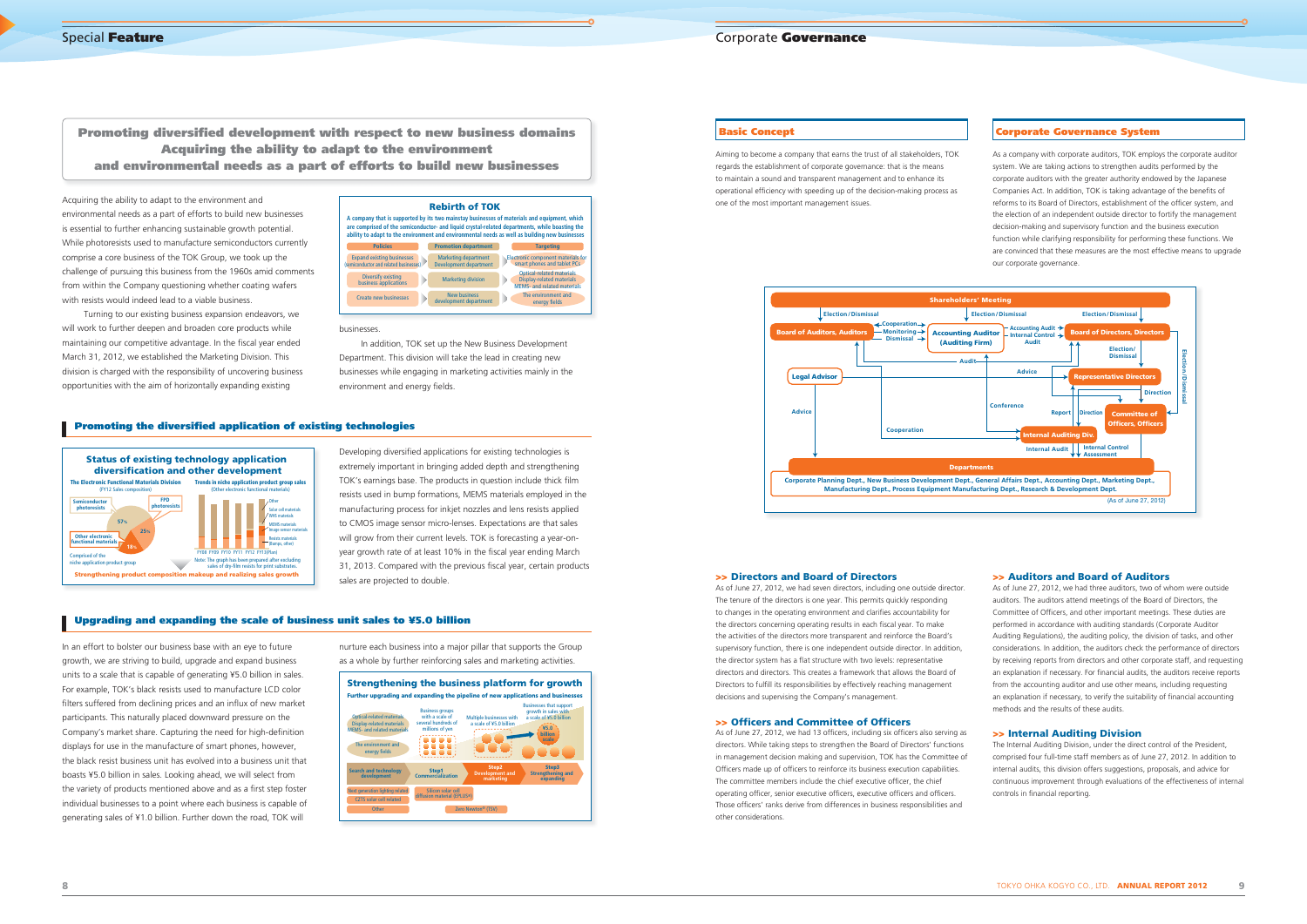# Special Feature

## Promoting diversified development with respect to new business domains Acquiring the ability to adapt to the environment and environmental needs as a part of efforts to build new businesses

Acquiring the ability to adapt to the environment and environmental needs as a part of efforts to build new businesses is essential to further enhancing sustainable growth potential. While photoresists used to manufacture semiconductors currently comprise a core business of the TOK Group, we took up the challenge of pursuing this business from the 1960s amid comments from within the Company questioning whether coating wafers with resists would indeed lead to a viable business.

Turning to our existing business expansion endeavors, we will work to further deepen and broaden core products while maintaining our competitive advantage. In the fiscal year ended March 31, 2012, we established the Marketing Division. This division is charged with the responsibility of uncovering business opportunities with the aim of horizontally expanding existing businesses.

In addition, TOK set up the New Business Development Department. This division will take the lead in creating new businesses while engaging in marketing activities mainly in the environment and energy fields.

**Rebirth of TOK**

A company that is supported by its two mainstay businesses of materials and equipment, which are comprised of the semiconductor- and liquid crystal-related departments, while boasting the ability to adapt to the environment and environmental needs as well as building new businesses

| Policies | Promotion department | Targeting |
|---|---|---|
| Expand existing businesses (semiconductor and related businesses) | Marketing department Development department | Electronic component materials for smart phones and tablet PCs |
| Diversify existing business applications | Marketing division | Optical-related materials Display-related materials MEMS- and related materials |
| Create new businesses | New business development department | The environment and energy fields |

### Promoting the diversified application of existing technologies

**Status of existing technology application diversification and other development**

The Electronic Functional Materials Division (FY12 Sales composition): Semiconductor photoresists 57%; FPD photoresists 25%; Other electronic functional materials 18% (Comprised of the niche application product group)

Trends in niche application product group sales (Other electronic functional materials): FY08, FY09, FY10, FY11, FY12, FY13 (Plan) — Other; Solar cell materials; TSV materials; MEMS materials; Image sensor materials; Resists materials (Bumps, other)

Note: The graph has been prepared after excluding sales of dry-film resists for print substrates.

Strengthening product composition makeup and realizing sales growth

Developing diversified applications for existing technologies is extremely important in bringing added depth and strengthening TOK's earnings base. The products in question include thick film resists used in bump formations, MEMS materials employed in the manufacturing process for inkjet nozzles and lens resists applied to CMOS image sensor micro-lenses. Expectations are that sales will grow from their current levels. TOK is forecasting a year-on-year growth rate of at least 10% in the fiscal year ending March 31, 2013. Compared with the previous fiscal year, certain products sales are projected to double.

### Upgrading and expanding the scale of business unit sales to ¥5.0 billion

In an effort to bolster our business base with an eye to future growth, we are striving to build, upgrade and expand business units to a scale that is capable of generating ¥5.0 billion in sales. For example, TOK's black resists used to manufacture LCD color filters suffered from declining prices and an influx of new market participants. This naturally placed downward pressure on the Company's market share. Capturing the need for high-definition displays for use in the manufacture of smart phones, however, the black resist business unit has evolved into a business unit that boasts ¥5.0 billion in sales. Looking ahead, we will select from the variety of products mentioned above and as a first step foster individual businesses to a point where each business is capable of generating sales of ¥1.0 billion. Further down the road, TOK will nurture each business into a major pillar that supports the Group as a whole by further reinforcing sales and marketing activities.

**Strengthening the business platform for growth**

Further upgrading and expanding the pipeline of new applications and businesses

- Optical-related materials, Display-related materials, MEMS- and related materials; The environment and energy fields
- Business groups with a scale of several hundreds of millions of yen → Multiple businesses with a scale of ¥5.0 billion → Businesses that support growth in sales with a scale of ¥5.0 billion (¥5.0 billion scale)
- Search and technology development → Step1 Commercialization → Step2 Development and marketing → Step3 Strengthening and expanding
- Next generation lighting related; CZTS solar cell related; Other; Silicon solar cell diffusion material (EPLUS®); Zero Newton® (TSV)

# Corporate Governance

### Basic Concept

Aiming to become a company that earns the trust of all stakeholders, TOK regards the establishment of corporate governance: that is the means to maintain a sound and transparent management and to enhance its operational efficiency with speeding up of the decision-making process as one of the most important management issues.

### Corporate Governance System

As a company with corporate auditors, TOK employs the corporate auditor system. We are taking actions to strengthen audits performed by the corporate auditors with the greater authority endowed by the Japanese Companies Act. In addition, TOK is taking advantage of the benefits of reforms to its Board of Directors, establishment of the officer system, and the election of an independent outside director to fortify the management decision-making and supervisory function and the business execution function while clarifying responsibility for performing these functions. We are convinced that these measures are the most effective means to upgrade our corporate governance.

Shareholders' Meeting — Election/Dismissal of Board of Auditors, Auditors; Accounting Auditor (Auditing Firm); Board of Directors, Directors. Board of Auditors ↔ Accounting Auditor: Cooperation, Monitoring, Dismissal; Accounting Auditor → Board of Directors: Accounting Audit, Internal Control Audit. Board of Directors → Representative Directors: Election/Dismissal; Election/Dismissal of Committee of Officers, Officers. Legal Advisor → Advice. Audit; Conference; Cooperation; Report; Direction; Internal Auditing Div.: Internal Audit, Internal Control Assessment.

Departments: Corporate Planning Dept., New Business Development Dept., General Affairs Dept., Accounting Dept., Marketing Dept., Manufacturing Dept., Process Equipment Manufacturing Dept., Research & Development Dept.

(As of June 27, 2012)

#### >> Directors and Board of Directors

As of June 27, 2012, we had seven directors, including one outside director. The tenure of the directors is one year. This permits quickly responding to changes in the operating environment and clarifies accountability for the directors concerning operating results in each fiscal year. To make the activities of the directors more transparent and reinforce the Board's supervisory function, there is one independent outside director. In addition, the director system has a flat structure with two levels: representative directors and directors. This creates a framework that allows the Board of Directors to fulfill its responsibilities by effectively reaching management decisions and supervising the Company's management.

#### >> Officers and Committee of Officers

As of June 27, 2012, we had 13 officers, including six officers also serving as directors. While taking steps to strengthen the Board of Directors' functions in management decision making and supervision, TOK has the Committee of Officers made up of officers to reinforce its business execution capabilities. The committee members include the chief executive officer, the chief operating officer, senior executive officers, executive officers and officers. Those officers' ranks derive from differences in business responsibilities and other considerations.

#### >> Auditors and Board of Auditors

As of June 27, 2012, we had three auditors, two of whom were outside auditors. The auditors attend meetings of the Board of Directors, the Committee of Officers, and other important meetings. These duties are performed in accordance with auditing standards (Corporate Auditor Auditing Regulations), the auditing policy, the division of tasks, and other considerations. In addition, the auditors check the performance of directors by receiving reports from directors and other corporate staff, and requesting an explanation if necessary. For financial audits, the auditors receive reports from the accounting auditor and use other means, including requesting an explanation if necessary, to verify the suitability of financial accounting methods and the results of these audits.

#### >> Internal Auditing Division

The Internal Auditing Division, under the direct control of the President, comprised four full-time staff members as of June 27, 2012. In addition to internal audits, this division offers suggestions, proposals, and advice for continuous improvement through evaluations of the effectiveness of internal controls in financial reporting.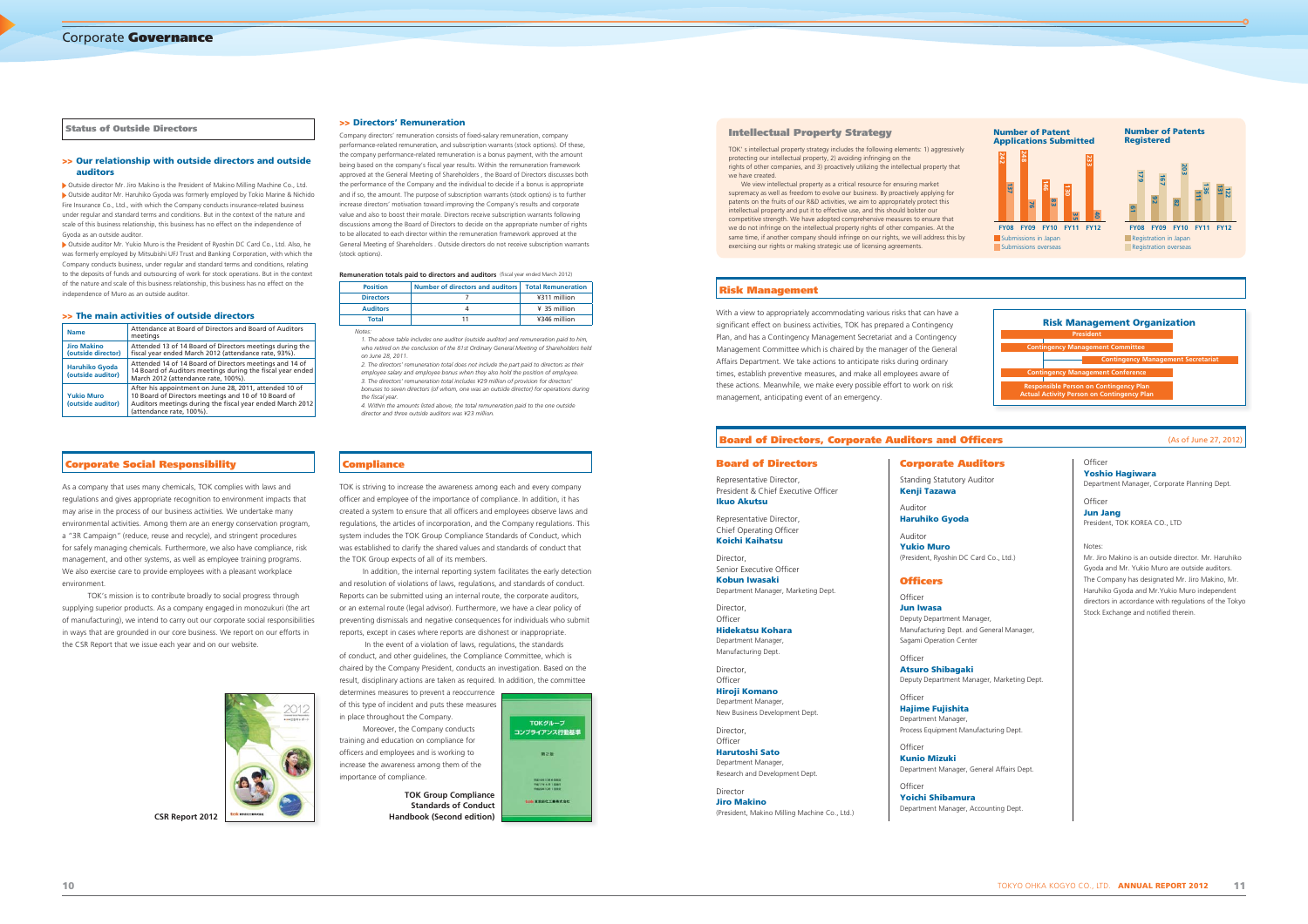# Corporate Governance

## Status of Outside Directors

### >> Our relationship with outside directors and outside auditors

- Outside director Mr. Jiro Makino is the President of Makino Milling Machine Co., Ltd.
- Outside auditor Mr. Haruhiko Gyoda was formerly employed by Tokio Marine & Nichido Fire Insurance Co., Ltd., with which the Company conducts insurance-related business under regular and standard terms and conditions. But in the context of the nature and scale of this business relationship, this business has no effect on the independence of Gyoda as an outside auditor.
- Outside auditor Mr. Yukio Muro is the President of Ryoshin DC Card Co., Ltd. Also, he was formerly employed by Mitsubishi UFJ Trust and Banking Corporation, with which the Company conducts business, under regular and standard terms and conditions, relating to the deposits of funds and outsourcing of work for stock operations. But in the context of the nature and scale of this business relationship, this business has no effect on the independence of Muro as an outside auditor.

### >> The main activities of outside directors

| Name | Attendance at Board of Directors and Board of Auditors meetings |
|---|---|
| Jiro Makino (outside director) | Attended 13 of 14 Board of Directors meetings during the fiscal year ended March 2012 (attendance rate, 93%). |
| Haruhiko Gyoda (outside auditor) | Attended 14 of 14 Board of Directors meetings and 14 of 14 Board of Auditors meetings during the fiscal year ended March 2012 (attendance rate, 100%). |
| Yukio Muro (outside auditor) | After his appointment on June 28, 2011, attended 10 of 10 Board of Directors meetings and 10 of 10 Board of Auditors meetings during the fiscal year ended March 2012 (attendance rate, 100%). |

### >> Directors' Remuneration

Company directors' remuneration consists of fixed-salary remuneration, company performance-related remuneration, and subscription warrants (stock options). Of these, the company performance-related remuneration is a bonus payment, with the amount being based on the company's fiscal year results. Within the remuneration framework approved at the General Meeting of Shareholders , the Board of Directors discusses both the performance of the Company and the individual to decide if a bonus is appropriate and if so, the amount. The purpose of subscription warrants (stock options) is to further increase directors' motivation toward improving the Company's results and corporate value and also to boost their morale. Directors receive subscription warrants following discussions among the Board of Directors to decide on the appropriate number of rights to be allocated to each director within the remuneration framework approved at the General Meeting of Shareholders . Outside directors do not receive subscription warrants (stock options).

**Remuneration totals paid to directors and auditors** (fiscal year ended March 2012)

| Position | Number of directors and auditors | Total Remuneration |
|---|---|---|
| Directors | 7 | ¥311 million |
| Auditors | 4 | ¥ 35 million |
| Total | 11 | ¥346 million |

*Notes:*

*1. The above table includes one auditor (outside auditor) and remuneration paid to him, who retired on the conclusion of the 81st Ordinary General Meeting of Shareholders held on June 28, 2011.*

*2. The directors' remuneration total does not include the part paid to directors as their employee salary and employee bonus when they also hold the position of employee.*

*3. The directors' remuneration total includes ¥29 million of provision for directors' bonuses to seven directors (of whom, one was an outside director) for operations during the fiscal year.*

*4. Within the amounts listed above, the total remuneration paid to the one outside director and three outside auditors was ¥23 million.*

## Corporate Social Responsibility

As a company that uses many chemicals, TOK complies with laws and regulations and gives appropriate recognition to environment impacts that may arise in the process of our business activities. We undertake many environmental activities. Among them are an energy conservation program, a "3R Campaign" (reduce, reuse and recycle), and stringent procedures for safely managing chemicals. Furthermore, we also have compliance, risk management, and other systems, as well as employee training programs. We also exercise care to provide employees with a pleasant workplace environment.

TOK's mission is to contribute broadly to social progress through supplying superior products. As a company engaged in monozukuri (the art of manufacturing), we intend to carry out our corporate social responsibilities in ways that are grounded in our core business. We report on our efforts in the CSR Report that we issue each year and on our website.

CSR Report 2012

## Compliance

TOK is striving to increase the awareness among each and every company officer and employee of the importance of compliance. In addition, it has created a system to ensure that all officers and employees observe laws and regulations, the articles of incorporation, and the Company regulations. This system includes the TOK Group Compliance Standards of Conduct, which was established to clarify the shared values and standards of conduct that the TOK Group expects of all of its members.

In addition, the internal reporting system facilitates the early detection and resolution of violations of laws, regulations, and standards of conduct. Reports can be submitted using an internal route, the corporate auditors, or an external route (legal advisor). Furthermore, we have a clear policy of preventing dismissals and negative consequences for individuals who submit reports, except in cases where reports are dishonest or inappropriate.

In the event of a violation of laws, regulations, the standards of conduct, and other guidelines, the Compliance Committee, which is chaired by the Company President, conducts an investigation. Based on the result, disciplinary actions are taken as required. In addition, the committee determines measures to prevent a reoccurrence of this type of incident and puts these measures in place throughout the Company.

Moreover, the Company conducts training and education on compliance for officers and employees and is working to increase the awareness among them of the importance of compliance.

TOK Group Compliance Standards of Conduct Handbook (Second edition)

## Intellectual Property Strategy

TOK' s intellectual property strategy includes the following elements: 1) aggressively protecting our intellectual property, 2) avoiding infringing on the rights of other companies, and 3) proactively utilizing the intellectual property that we have created.

We view intellectual property as a critical resource for ensuring market supremacy as well as freedom to evolve our business. By proactively applying for patents on the fruits of our R&D activities, we aim to appropriately protect this intellectual property and put it to effective use, and this should bolster our competitive strength. We have adopted comprehensive measures to ensure that we do not infringe on the intellectual property rights of other companies. At the same time, if another company should infringe on our rights, we will address this by exercising our rights or making strategic use of licensing agreements.

**Number of Patent Applications Submitted**

| | FY08 | FY09 | FY10 | FY11 | FY12 |
|---|---|---|---|---|---|
| Submissions in Japan | 242 | 248 | 146 | 130 | 233 |
| Submissions overseas | 137 | 76 | 83 | 35 | 40 |

**Number of Patents Registered**

| | FY08 | FY09 | FY10 | FY11 | FY12 |
|---|---|---|---|---|---|
| Registration in Japan | 91 | 92 | 92 | 111 | 151 |
| Registration overseas | 179 | 167 | 203 | 136 | 122 |

## Risk Management

With a view to appropriately accommodating various risks that can have a significant effect on business activities, TOK has prepared a Contingency Plan, and has a Contingency Management Secretariat and a Contingency Management Committee which is chaired by the manager of the General Affairs Department. We take actions to anticipate risks during ordinary times, establish preventive measures, and make all employees aware of these actions. Meanwhile, we make every possible effort to work on risk management, anticipating event of an emergency.

**Risk Management Organization**

- President
- Contingency Management Committee
  - Contingency Management Secretariat
- Contingency Management Conference
- Responsible Person on Contingency Plan / Actual Activity Person on Contingency Plan

## Board of Directors, Corporate Auditors and Officers

(As of June 27, 2012)

### Board of Directors

Representative Director,
President & Chief Executive Officer
**Ikuo Akutsu**

Representative Director,
Chief Operating Officer
**Koichi Kaihatsu**

Director,
Senior Executive Officer
**Kobun Iwasaki**
Department Manager, Marketing Dept.

Director,
Officer
**Hidekatsu Kohara**
Department Manager,
Manufacturing Dept.

Director,
Officer
**Hiroji Komano**
Department Manager,
New Business Development Dept.

Director,
Officer
**Harutoshi Sato**
Department Manager,
Research and Development Dept.

Director
**Jiro Makino**
(President, Makino Milling Machine Co., Ltd.)

### Corporate Auditors

Standing Statutory Auditor
**Kenji Tazawa**

Auditor
**Haruhiko Gyoda**

Auditor
**Yukio Muro**
(President, Ryoshin DC Card Co., Ltd.)

### Officers

Officer
**Jun Iwasa**
Deputy Department Manager,
Manufacturing Dept. and General Manager,
Sagami Operation Center

Officer
**Atsuro Shibagaki**
Deputy Department Manager, Marketing Dept.

Officer
**Hajime Fujishita**
Department Manager,
Process Equipment Manufacturing Dept.

Officer
**Kunio Mizuki**
Department Manager, General Affairs Dept.

Officer
**Yoichi Shibamura**
Department Manager, Accounting Dept.

Officer
**Yoshio Hagiwara**
Department Manager, Corporate Planning Dept.

Officer
**Jun Jang**
President, TOK KOREA CO., LTD

Notes:

Mr. Jiro Makino is an outside director. Mr. Haruhiko Gyoda and Mr. Yukio Muro are outside auditors. The Company has designated Mr. Jiro Makino, Mr. Haruhiko Gyoda and Mr.Yukio Muro independent directors in accordance with regulations of the Tokyo Stock Exchange and notified therein.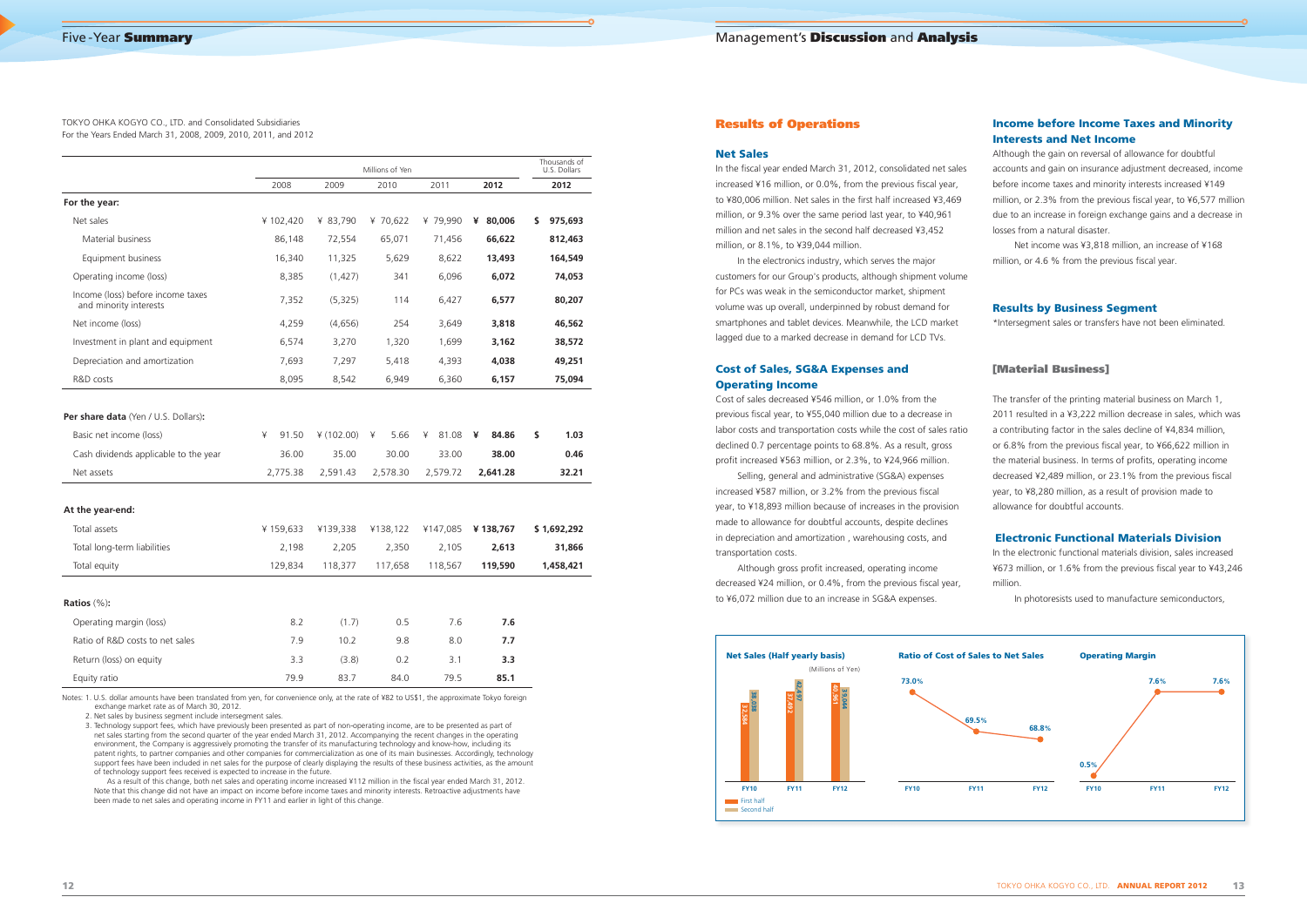# Five-Year Summary

TOKYO OHKA KOGYO CO., LTD. and Consolidated Subsidiaries
For the Years Ended March 31, 2008, 2009, 2010, 2011, and 2012

| | Millions of Yen | | | | | Thousands of U.S. Dollars |
|---|---|---|---|---|---|---|
| | 2008 | 2009 | 2010 | 2011 | **2012** | **2012** |
| **For the year:** | | | | | | |
| Net sales | ¥ 102,420 | ¥ 83,790 | ¥ 70,622 | ¥ 79,990 | **¥ 80,006** | **$ 975,693** |
| Material business | 86,148 | 72,554 | 65,071 | 71,456 | **66,622** | **812,463** |
| Equipment business | 16,340 | 11,325 | 5,629 | 8,622 | **13,493** | **164,549** |
| Operating income (loss) | 8,385 | (1,427) | 341 | 6,096 | **6,072** | **74,053** |
| Income (loss) before income taxes and minority interests | 7,352 | (5,325) | 114 | 6,427 | **6,577** | **80,207** |
| Net income (loss) | 4,259 | (4,656) | 254 | 3,649 | **3,818** | **46,562** |
| Investment in plant and equipment | 6,574 | 3,270 | 1,320 | 1,699 | **3,162** | **38,572** |
| Depreciation and amortization | 7,693 | 7,297 | 5,418 | 4,393 | **4,038** | **49,251** |
| R&D costs | 8,095 | 8,542 | 6,949 | 6,360 | **6,157** | **75,094** |
| **Per share data** (Yen / U.S. Dollars)**:** | | | | | | |
| Basic net income (loss) | ¥ 91.50 | ¥ (102.00) | ¥ 5.66 | ¥ 81.08 | **¥ 84.86** | **$ 1.03** |
| Cash dividends applicable to the year | 36.00 | 35.00 | 30.00 | 33.00 | **38.00** | **0.46** |
| Net assets | 2,775.38 | 2,591.43 | 2,578.30 | 2,579.72 | **2,641.28** | **32.21** |
| **At the year-end:** | | | | | | |
| Total assets | ¥ 159,633 | ¥139,338 | ¥138,122 | ¥147,085 | **¥ 138,767** | **$ 1,692,292** |
| Total long-term liabilities | 2,198 | 2,205 | 2,350 | 2,105 | **2,613** | **31,866** |
| Total equity | 129,834 | 118,377 | 117,658 | 118,567 | **119,590** | **1,458,421** |
| **Ratios** (%)**:** | | | | | | |
| Operating margin (loss) | 8.2 | (1.7) | 0.5 | 7.6 | **7.6** | |
| Ratio of R&D costs to net sales | 7.9 | 10.2 | 9.8 | 8.0 | **7.7** | |
| Return (loss) on equity | 3.3 | (3.8) | 0.2 | 3.1 | **3.3** | |
| Equity ratio | 79.9 | 83.7 | 84.0 | 79.5 | **85.1** | |

Notes: 1. U.S. dollar amounts have been translated from yen, for convenience only, at the rate of ¥82 to US$1, the approximate Tokyo foreign exchange market rate as of March 30, 2012.
2. Net sales by business segment include intersegment sales.
3. Technology support fees, which have previously been presented as part of non-operating income, are to be presented as part of net sales starting from the second quarter of the year ended March 31, 2012. Accompanying the recent changes in the operating environment, the Company is aggressively promoting the transfer of its manufacturing technology and know-how, including its patent rights, to partner companies and other companies for commercialization as one of its main businesses. Accordingly, technology support fees have been included in net sales for the purpose of clearly displaying the results of these business activities, as the amount of technology support fees received is expected to increase in the future.
As a result of this change, both net sales and operating income increased ¥112 million in the fiscal year ended March 31, 2012. Note that this change did not have an impact on income before income taxes and minority interests. Retroactive adjustments have been made to net sales and operating income in FY11 and earlier in light of this change.

# Management's Discussion and Analysis

## Results of Operations

### Net Sales

In the fiscal year ended March 31, 2012, consolidated net sales increased ¥16 million, or 0.0%, from the previous fiscal year, to ¥80,006 million. Net sales in the first half increased ¥3,469 million, or 9.3% over the same period last year, to ¥40,961 million and net sales in the second half decreased ¥3,452 million, or 8.1%, to ¥39,044 million.

In the electronics industry, which serves the major customers for our Group's products, although shipment volume for PCs was weak in the semiconductor market, shipment volume was up overall, underpinned by robust demand for smartphones and tablet devices. Meanwhile, the LCD market lagged due to a marked decrease in demand for LCD TVs.

### Cost of Sales, SG&A Expenses and Operating Income

Cost of sales decreased ¥546 million, or 1.0% from the previous fiscal year, to ¥55,040 million due to a decrease in labor costs and transportation costs while the cost of sales ratio declined 0.7 percentage points to 68.8%. As a result, gross profit increased ¥563 million, or 2.3%, to ¥24,966 million.

Selling, general and administrative (SG&A) expenses increased ¥587 million, or 3.2% from the previous fiscal year, to ¥18,893 million because of increases in the provision made to allowance for doubtful accounts, despite declines in depreciation and amortization , warehousing costs, and transportation costs.

Although gross profit increased, operating income decreased ¥24 million, or 0.4%, from the previous fiscal year, to ¥6,072 million due to an increase in SG&A expenses.

### Income before Income Taxes and Minority Interests and Net Income

Although the gain on reversal of allowance for doubtful accounts and gain on insurance adjustment decreased, income before income taxes and minority interests increased ¥149 million, or 2.3% from the previous fiscal year, to ¥6,577 million due to an increase in foreign exchange gains and a decrease in losses from a natural disaster.

Net income was ¥3,818 million, an increase of ¥168 million, or 4.6 % from the previous fiscal year.

### Results by Business Segment

*Intersegment sales or transfers have not been eliminated.

### [Material Business]

The transfer of the printing material business on March 1, 2011 resulted in a ¥3,222 million decrease in sales, which was a contributing factor in the sales decline of ¥4,834 million, or 6.8% from the previous fiscal year, to ¥66,622 million in the material business. In terms of profits, operating income decreased ¥2,489 million, or 23.1% from the previous fiscal year, to ¥8,280 million, as a result of provision made to allowance for doubtful accounts.

### Electronic Functional Materials Division

In the electronic functional materials division, sales increased ¥673 million, or 1.6% from the previous fiscal year to ¥43,246 million.

In photoresists used to manufacture semiconductors,

**Net Sales (Half yearly basis)** (Millions of Yen)

| | First half | Second half |
|---|---|---|
| FY10 | 32,584 | 38,038 |
| FY11 | 37,492 | 42,497 |
| FY12 | 40,961 | 39,044 |

**Ratio of Cost of Sales to Net Sales**

| FY10 | FY11 | FY12 |
|---|---|---|
| 73.0% | 69.5% | 68.8% |

**Operating Margin**

| FY10 | FY11 | FY12 |
|---|---|---|
| 0.5% | 7.6% | 7.6% |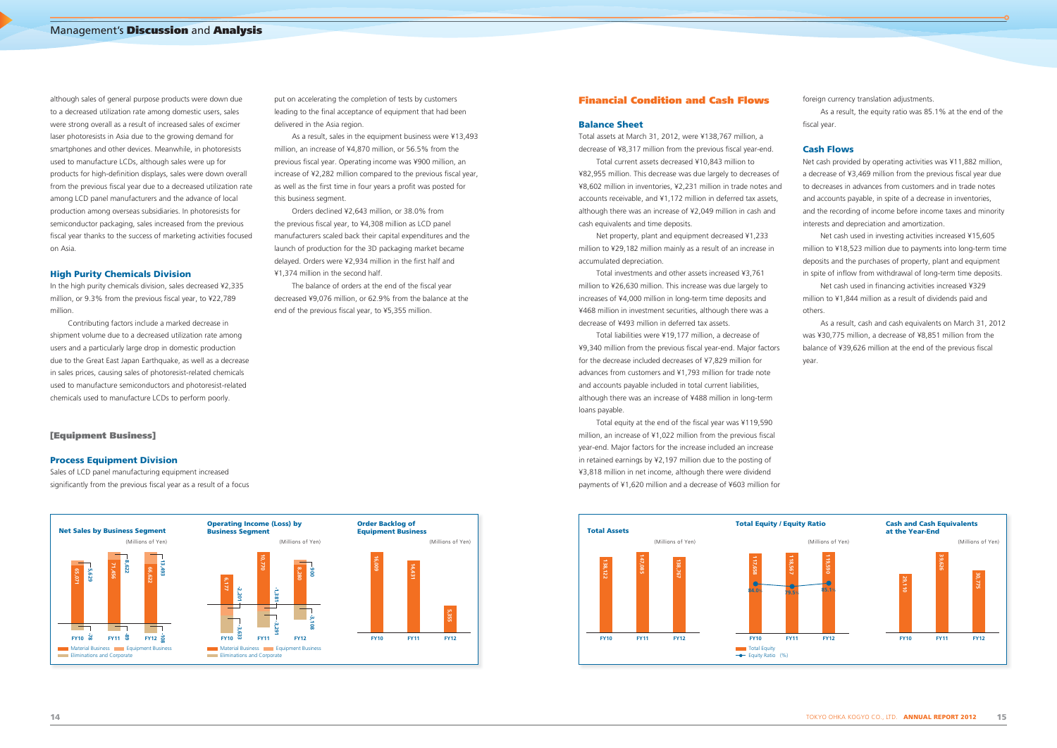## Management's Discussion and Analysis

although sales of general purpose products were down due to a decreased utilization rate among domestic users, sales were strong overall as a result of increased sales of excimer laser photoresists in Asia due to the growing demand for smartphones and other devices. Meanwhile, in photoresists used to manufacture LCDs, although sales were up for products for high-definition displays, sales were down overall from the previous fiscal year due to a decreased utilization rate among LCD panel manufacturers and the advance of local production among overseas subsidiaries. In photoresists for semiconductor packaging, sales increased from the previous fiscal year thanks to the success of marketing activities focused on Asia.

### High Purity Chemicals Division

In the high purity chemicals division, sales decreased ¥2,335 million, or 9.3% from the previous fiscal year, to ¥22,789 million.

Contributing factors include a marked decrease in shipment volume due to a decreased utilization rate among users and a particularly large drop in domestic production due to the Great East Japan Earthquake, as well as a decrease in sales prices, causing sales of photoresist-related chemicals used to manufacture semiconductors and photoresist-related chemicals used to manufacture LCDs to perform poorly.

### [Equipment Business]

### Process Equipment Division

Sales of LCD panel manufacturing equipment increased significantly from the previous fiscal year as a result of a focus put on accelerating the completion of tests by customers leading to the final acceptance of equipment that had been delivered in the Asia region.

As a result, sales in the equipment business were ¥13,493 million, an increase of ¥4,870 million, or 56.5% from the previous fiscal year. Operating income was ¥900 million, an increase of ¥2,282 million compared to the previous fiscal year, as well as the first time in four years a profit was posted for this business segment.

Orders declined ¥2,643 million, or 38.0% from the previous fiscal year, to ¥4,308 million as LCD panel manufacturers scaled back their capital expenditures and the launch of production for the 3D packaging market became delayed. Orders were ¥2,934 million in the first half and ¥1,374 million in the second half.

The balance of orders at the end of the fiscal year decreased ¥9,076 million, or 62.9% from the balance at the end of the previous fiscal year, to ¥5,355 million.

**Net Sales by Business Segment** (Millions of Yen)

| | Material Business | Equipment Business | Eliminations and Corporate |
|---|---|---|---|
| FY10 | 65,071 | 5,639 | -78 |
| FY11 | 71,456 | 8,622 | -85 |
| FY12 | 66,622 | 13,493 | -108 |

**Operating Income (Loss) by Business Segment** (Millions of Yen)

| | Material Business | Equipment Business | Eliminations and Corporate |
|---|---|---|---|
| FY10 | 6,177 | -2,201 | -3,633 |
| FY11 | 10,770 | -1,381 | -3,291 |
| FY12 | 8,280 | 900 | -3,108 |

**Order Backlog of Equipment Business** (Millions of Yen)

| FY10 | FY11 | FY12 |
|---|---|---|
| 16,009 | 14,431 | 5,355 |

## Financial Condition and Cash Flows

### Balance Sheet

Total assets at March 31, 2012, were ¥138,767 million, a decrease of ¥8,317 million from the previous fiscal year-end.

Total current assets decreased ¥10,843 million to ¥82,955 million. This decrease was due largely to decreases of ¥8,602 million in inventories, ¥2,231 million in trade notes and accounts receivable, and ¥1,172 million in deferred tax assets, although there was an increase of ¥2,049 million in cash and cash equivalents and time deposits.

Net property, plant and equipment decreased ¥1,233 million to ¥29,182 million mainly as a result of an increase in accumulated depreciation.

Total investments and other assets increased ¥3,761 million to ¥26,630 million. This increase was due largely to increases of ¥4,000 million in long-term time deposits and ¥468 million in investment securities, although there was a decrease of ¥493 million in deferred tax assets.

Total liabilities were ¥19,177 million, a decrease of ¥9,340 million from the previous fiscal year-end. Major factors for the decrease included decreases of ¥7,829 million for advances from customers and ¥1,793 million for trade note and accounts payable included in total current liabilities, although there was an increase of ¥488 million in long-term loans payable.

Total equity at the end of the fiscal year was ¥119,590 million, an increase of ¥1,022 million from the previous fiscal year-end. Major factors for the increase included an increase in retained earnings by ¥2,197 million due to the posting of ¥3,818 million in net income, although there were dividend payments of ¥1,620 million and a decrease of ¥603 million for foreign currency translation adjustments.

As a result, the equity ratio was 85.1% at the end of the fiscal year.

### Cash Flows

Net cash provided by operating activities was ¥11,882 million, a decrease of ¥3,469 million from the previous fiscal year due to decreases in advances from customers and in trade notes and accounts payable, in spite of a decrease in inventories, and the recording of income before income taxes and minority interests and depreciation and amortization.

Net cash used in investing activities increased ¥15,605 million to ¥18,523 million due to payments into long-term time deposits and the purchases of property, plant and equipment in spite of inflow from withdrawal of long-term time deposits.

Net cash used in financing activities increased ¥329 million to ¥1,844 million as a result of dividends paid and others.

As a result, cash and cash equivalents on March 31, 2012 was ¥30,775 million, a decrease of ¥8,851 million from the balance of ¥39,626 million at the end of the previous fiscal year.

**Total Assets** (Millions of Yen)

| FY10 | FY11 | FY12 |
|---|---|---|
| 138,122 | 147,085 | 138,767 |

**Total Equity / Equity Ratio** (Millions of Yen)

| | Total Equity | Equity Ratio (%) |
|---|---|---|
| FY10 | 117,658 | 84.0% |
| FY11 | 118,567 | 79.5% |
| FY12 | 119,590 | 85.1% |

**Cash and Cash Equivalents at the Year-End** (Millions of Yen)

| FY10 | FY11 | FY12 |
|---|---|---|
| 29,110 | 39,626 | 30,775 |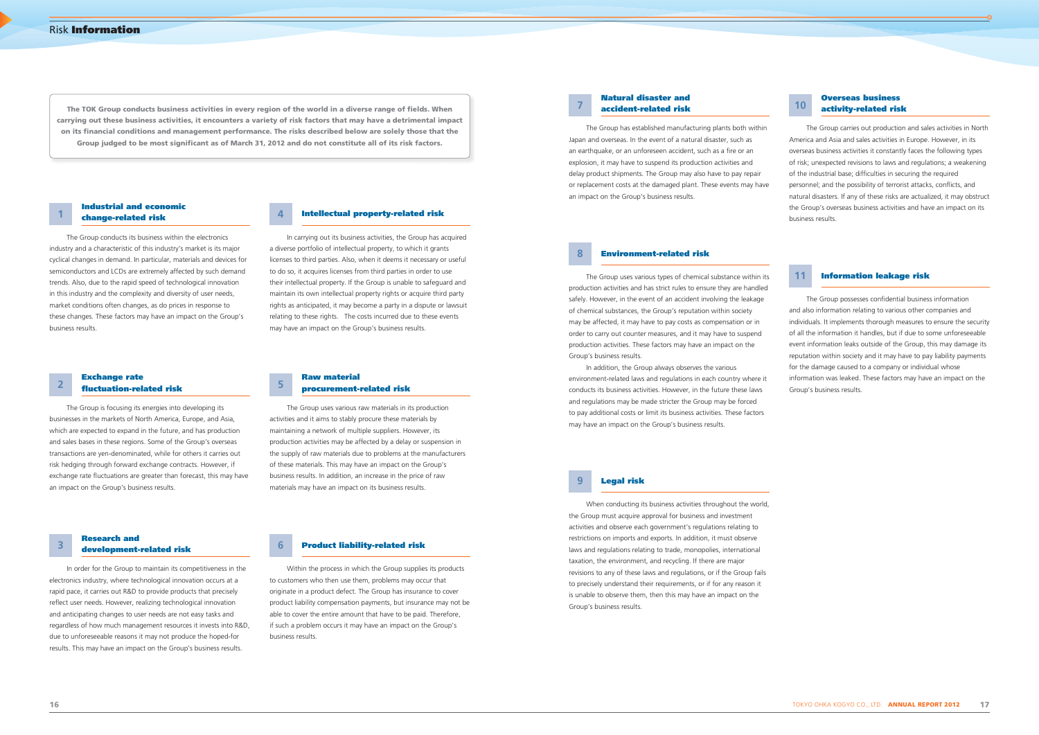# Risk Information

**The TOK Group conducts business activities in every region of the world in a diverse range of fields. When carrying out these business activities, it encounters a variety of risk factors that may have a detrimental impact on its financial conditions and management performance. The risks described below are solely those that the Group judged to be most significant as of March 31, 2012 and do not constitute all of its risk factors.**

## 1 Industrial and economic change-related risk

The Group conducts its business within the electronics industry and a characteristic of this industry's market is its major cyclical changes in demand. In particular, materials and devices for semiconductors and LCDs are extremely affected by such demand trends. Also, due to the rapid speed of technological innovation in this industry and the complexity and diversity of user needs, market conditions often changes, as do prices in response to these changes. These factors may have an impact on the Group's business results.

## 2 Exchange rate fluctuation-related risk

The Group is focusing its energies into developing its businesses in the markets of North America, Europe, and Asia, which are expected to expand in the future, and has production and sales bases in these regions. Some of the Group's overseas transactions are yen-denominated, while for others it carries out risk hedging through forward exchange contracts. However, if exchange rate fluctuations are greater than forecast, this may have an impact on the Group's business results.

## 3 Research and development-related risk

In order for the Group to maintain its competitiveness in the electronics industry, where technological innovation occurs at a rapid pace, it carries out R&D to provide products that precisely reflect user needs. However, realizing technological innovation and anticipating changes to user needs are not easy tasks and regardless of how much management resources it invests into R&D, due to unforeseeable reasons it may not produce the hoped-for results. This may have an impact on the Group's business results.

## 4 Intellectual property-related risk

In carrying out its business activities, the Group has acquired a diverse portfolio of intellectual property, to which it grants licenses to third parties. Also, when it deems it necessary or useful to do so, it acquires licenses from third parties in order to use their intellectual property. If the Group is unable to safeguard and maintain its own intellectual property rights or acquire third party rights as anticipated, it may become a party in a dispute or lawsuit relating to these rights. The costs incurred due to these events may have an impact on the Group's business results.

## 5 Raw material procurement-related risk

The Group uses various raw materials in its production activities and it aims to stably procure these materials by maintaining a network of multiple suppliers. However, its production activities may be affected by a delay or suspension in the supply of raw materials due to problems at the manufacturers of these materials. This may have an impact on the Group's business results. In addition, an increase in the price of raw materials may have an impact on its business results.

## 6 Product liability-related risk

Within the process in which the Group supplies its products to customers who then use them, problems may occur that originate in a product defect. The Group has insurance to cover product liability compensation payments, but insurance may not be able to cover the entire amount that have to be paid. Therefore, if such a problem occurs it may have an impact on the Group's business results.

## 7 Natural disaster and accident-related risk

The Group has established manufacturing plants both within Japan and overseas. In the event of a natural disaster, such as an earthquake, or an unforeseen accident, such as a fire or an explosion, it may have to suspend its production activities and delay product shipments. The Group may also have to pay repair or replacement costs at the damaged plant. These events may have an impact on the Group's business results.

## 8 Environment-related risk

The Group uses various types of chemical substance within its production activities and has strict rules to ensure they are handled safely. However, in the event of an accident involving the leakage of chemical substances, the Group's reputation within society may be affected, it may have to pay costs as compensation or in order to carry out counter measures, and it may have to suspend production activities. These factors may have an impact on the Group's business results.

In addition, the Group always observes the various environment-related laws and regulations in each country where it conducts its business activities. However, in the future these laws and regulations may be made stricter the Group may be forced to pay additional costs or limit its business activities. These factors may have an impact on the Group's business results.

## 9 Legal risk

When conducting its business activities throughout the world, the Group must acquire approval for business and investment activities and observe each government's regulations relating to restrictions on imports and exports. In addition, it must observe laws and regulations relating to trade, monopolies, international taxation, the environment, and recycling. If there are major revisions to any of these laws and regulations, or if the Group fails to precisely understand their requirements, or if for any reason it is unable to observe them, then this may have an impact on the Group's business results.

## 10 Overseas business activity-related risk

The Group carries out production and sales activities in North America and Asia and sales activities in Europe. However, in its overseas business activities it constantly faces the following types of risk; unexpected revisions to laws and regulations; a weakening of the industrial base; difficulties in securing the required personnel; and the possibility of terrorist attacks, conflicts, and natural disasters. If any of these risks are actualized, it may obstruct the Group's overseas business activities and have an impact on its business results.

## 11 Information leakage risk

The Group possesses confidential business information and also information relating to various other companies and individuals. It implements thorough measures to ensure the security of all the information it handles, but if due to some unforeseeable event information leaks outside of the Group, this may damage its reputation within society and it may have to pay liability payments for the damage caused to a company or individual whose information was leaked. These factors may have an impact on the Group's business results.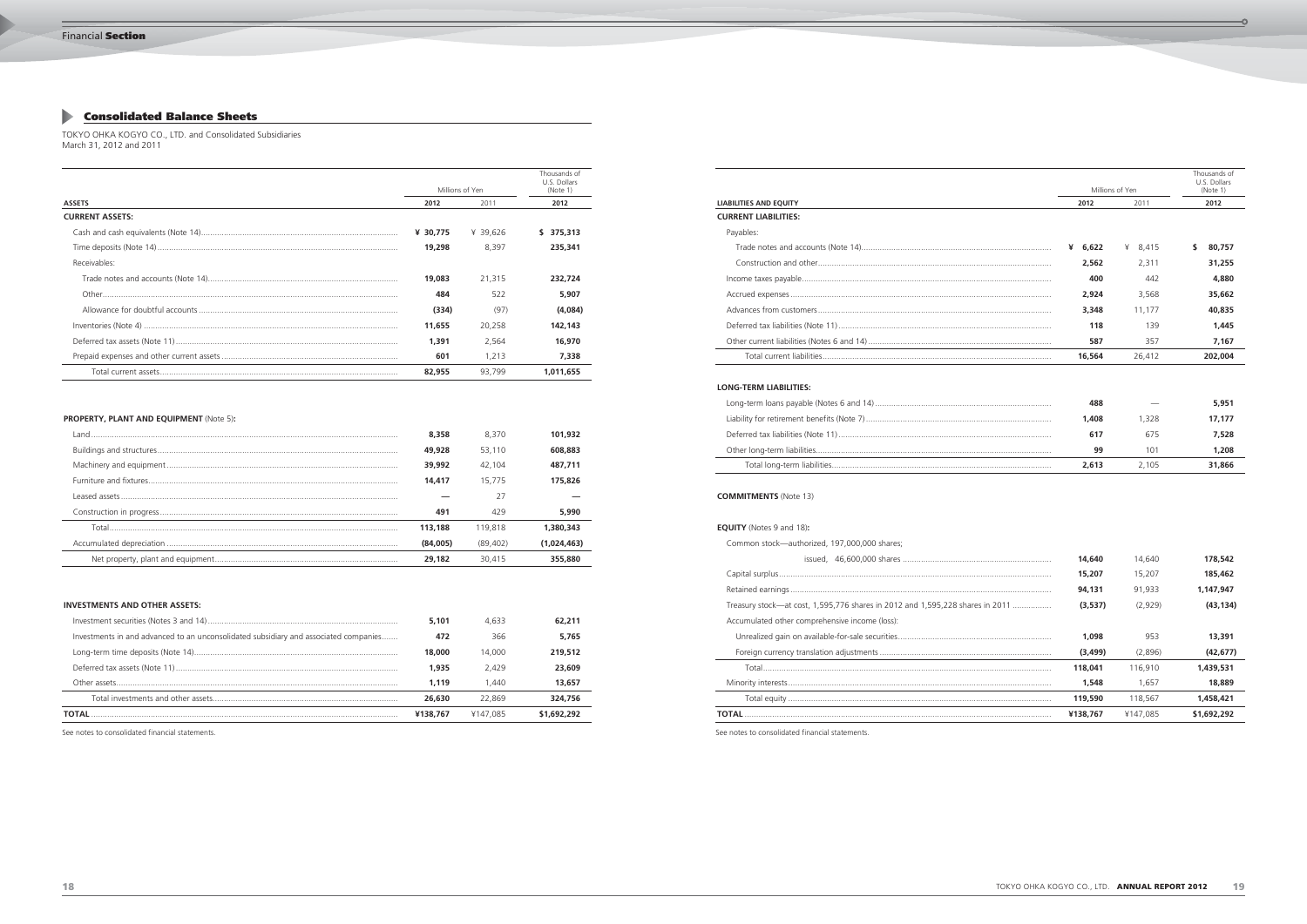## Consolidated Balance Sheets

TOKYO OHKA KOGYO CO., LTD. and Consolidated Subsidiaries
March 31, 2012 and 2011

| | Millions of Yen | | Thousands of U.S. Dollars (Note 1) |
|---|---|---|---|
| **ASSETS** | **2012** | 2011 | **2012** |
| **CURRENT ASSETS:** | | | |
| Cash and cash equivalents (Note 14) | **¥ 30,775** | ¥ 39,626 | **$ 375,313** |
| Time deposits (Note 14) | **19,298** | 8,397 | **235,341** |
| Receivables: | | | |
| Trade notes and accounts (Note 14) | **19,083** | 21,315 | **232,724** |
| Other | **484** | 522 | **5,907** |
| Allowance for doubtful accounts | **(334)** | (97) | **(4,084)** |
| Inventories (Note 4) | **11,655** | 20,258 | **142,143** |
| Deferred tax assets (Note 11) | **1,391** | 2,564 | **16,970** |
| Prepaid expenses and other current assets | **601** | 1,213 | **7,338** |
| Total current assets | **82,955** | 93,799 | **1,011,655** |
| | | | |
| **PROPERTY, PLANT AND EQUIPMENT** (Note 5)**:** | | | |
| Land | **8,358** | 8,370 | **101,932** |
| Buildings and structures | **49,928** | 53,110 | **608,883** |
| Machinery and equipment | **39,992** | 42,104 | **487,711** |
| Furniture and fixtures | **14,417** | 15,775 | **175,826** |
| Leased assets | **—** | 27 | **—** |
| Construction in progress | **491** | 429 | **5,990** |
| Total | **113,188** | 119,818 | **1,380,343** |
| Accumulated depreciation | **(84,005)** | (89,402) | **(1,024,463)** |
| Net property, plant and equipment | **29,182** | 30,415 | **355,880** |
| | | | |
| **INVESTMENTS AND OTHER ASSETS:** | | | |
| Investment securities (Notes 3 and 14) | **5,101** | 4,633 | **62,211** |
| Investments in and advanced to an unconsolidated subsidiary and associated companies | **472** | 366 | **5,765** |
| Long-term time deposits (Note 14) | **18,000** | 14,000 | **219,512** |
| Deferred tax assets (Note 11) | **1,935** | 2,429 | **23,609** |
| Other assets | **1,119** | 1,440 | **13,657** |
| Total investments and other assets | **26,630** | 22,869 | **324,756** |
| **TOTAL** | **¥138,767** | ¥147,085 | **$1,692,292** |

See notes to consolidated financial statements.

| | Millions of Yen | | Thousands of U.S. Dollars (Note 1) |
|---|---|---|---|
| **LIABILITIES AND EQUITY** | **2012** | 2011 | **2012** |
| **CURRENT LIABILITIES:** | | | |
| Payables: | | | |
| Trade notes and accounts (Note 14) | **¥ 6,622** | ¥ 8,415 | **$ 80,757** |
| Construction and other | **2,562** | 2,311 | **31,255** |
| Income taxes payable | **400** | 442 | **4,880** |
| Accrued expenses | **2,924** | 3,568 | **35,662** |
| Advances from customers | **3,348** | 11,177 | **40,835** |
| Deferred tax liabilities (Note 11) | **118** | 139 | **1,445** |
| Other current liabilities (Notes 6 and 14) | **587** | 357 | **7,167** |
| Total current liabilities | **16,564** | 26,412 | **202,004** |
| | | | |
| **LONG-TERM LIABILITIES:** | | | |
| Long-term loans payable (Notes 6 and 14) | **488** | — | **5,951** |
| Liability for retirement benefits (Note 7) | **1,408** | 1,328 | **17,177** |
| Deferred tax liabilities (Note 11) | **617** | 675 | **7,528** |
| Other long-term liabilities | **99** | 101 | **1,208** |
| Total long-term liabilities | **2,613** | 2,105 | **31,866** |
| | | | |
| **COMMITMENTS** (Note 13) | | | |
| | | | |
| **EQUITY** (Notes 9 and 18)**:** | | | |
| Common stock—authorized, 197,000,000 shares; issued, 46,600,000 shares | **14,640** | 14,640 | **178,542** |
| Capital surplus | **15,207** | 15,207 | **185,462** |
| Retained earnings | **94,131** | 91,933 | **1,147,947** |
| Treasury stock—at cost, 1,595,776 shares in 2012 and 1,595,228 shares in 2011 | **(3,537)** | (2,929) | **(43,134)** |
| Accumulated other comprehensive income (loss): | | | |
| Unrealized gain on available-for-sale securities | **1,098** | 953 | **13,391** |
| Foreign currency translation adjustments | **(3,499)** | (2,896) | **(42,677)** |
| Total | **118,041** | 116,910 | **1,439,531** |
| Minority interests | **1,548** | 1,657 | **18,889** |
| Total equity | **119,590** | 118,567 | **1,458,421** |
| **TOTAL** | **¥138,767** | ¥147,085 | **$1,692,292** |

See notes to consolidated financial statements.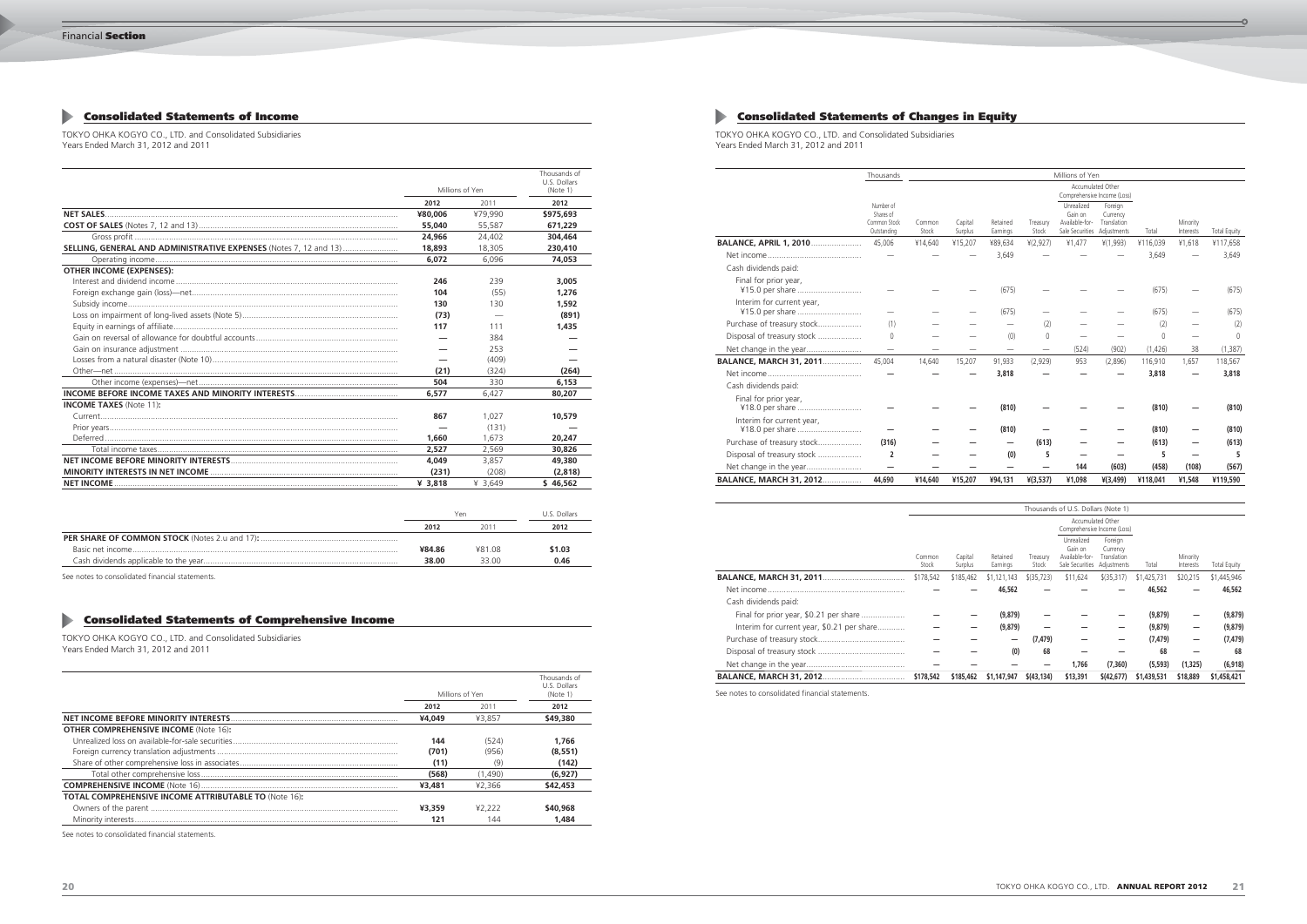Financial **Section**

## Consolidated Statements of Income

TOKYO OHKA KOGYO CO., LTD. and Consolidated Subsidiaries
Years Ended March 31, 2012 and 2011

| | Millions of Yen | | Thousands of U.S. Dollars (Note 1) |
|---|---|---|---|
| | 2012 | 2011 | 2012 |
| **NET SALES** | **¥80,006** | ¥79,990 | **$975,693** |
| **COST OF SALES** (Notes 7, 12 and 13) | **55,040** | 55,587 | **671,229** |
| Gross profit | **24,966** | 24,402 | **304,464** |
| **SELLING, GENERAL AND ADMINISTRATIVE EXPENSES** (Notes 7, 12 and 13) | **18,893** | 18,305 | **230,410** |
| Operating income | **6,072** | 6,096 | **74,053** |
| **OTHER INCOME (EXPENSES):** | | | |
| Interest and dividend income | **246** | 239 | **3,005** |
| Foreign exchange gain (loss)—net | **104** | (55) | **1,276** |
| Subsidy income | **130** | 130 | **1,592** |
| Loss on impairment of long-lived assets (Note 5) | **(73)** | — | **(891)** |
| Equity in earnings of affiliate | **117** | 111 | **1,435** |
| Gain on reversal of allowance for doubtful accounts | **—** | 384 | **—** |
| Gain on insurance adjustment | **—** | 253 | **—** |
| Losses from a natural disaster (Note 10) | **—** | (409) | **—** |
| Other—net | **(21)** | (324) | **(264)** |
| Other income (expenses)—net | **504** | 330 | **6,153** |
| **INCOME BEFORE INCOME TAXES AND MINORITY INTERESTS** | **6,577** | 6,427 | **80,207** |
| **INCOME TAXES** (Note 11)**:** | | | |
| Current | **867** | 1,027 | **10,579** |
| Prior years | **—** | (131) | **—** |
| Deferred | **1,660** | 1,673 | **20,247** |
| Total income taxes | **2,527** | 2,569 | **30,826** |
| **NET INCOME BEFORE MINORITY INTERESTS** | **4,049** | 3,857 | **49,380** |
| **MINORITY INTERESTS IN NET INCOME** | **(231)** | (208) | **(2,818)** |
| **NET INCOME** | **¥ 3,818** | ¥ 3,649 | **$ 46,562** |

| | Yen | | U.S. Dollars |
|---|---|---|---|
| | 2012 | 2011 | 2012 |
| **PER SHARE OF COMMON STOCK** (Notes 2.u and 17)**:** | | | |
| Basic net income | **¥84.86** | ¥81.08 | **$1.03** |
| Cash dividends applicable to the year | **38.00** | 33.00 | **0.46** |

See notes to consolidated financial statements.

## Consolidated Statements of Comprehensive Income

TOKYO OHKA KOGYO CO., LTD. and Consolidated Subsidiaries
Years Ended March 31, 2012 and 2011

| | Millions of Yen | | Thousands of U.S. Dollars (Note 1) |
|---|---|---|---|
| | 2012 | 2011 | 2012 |
| **NET INCOME BEFORE MINORITY INTERESTS** | **¥4,049** | ¥3,857 | **$49,380** |
| **OTHER COMPREHENSIVE INCOME** (Note 16)**:** | | | |
| Unrealized loss on available-for-sale securities | **144** | (524) | **1,766** |
| Foreign currency translation adjustments | **(701)** | (956) | **(8,551)** |
| Share of other comprehensive loss in associates | **(11)** | (9) | **(142)** |
| Total other comprehensive loss | **(568)** | (1,490) | **(6,927)** |
| **COMPREHENSIVE INCOME** (Note 16) | **¥3,481** | ¥2,366 | **$42,453** |
| **TOTAL COMPREHENSIVE INCOME ATTRIBUTABLE TO** (Note 16)**:** | | | |
| Owners of the parent | **¥3,359** | ¥2,222 | **$40,968** |
| Minority interests | **121** | 144 | **1,484** |

See notes to consolidated financial statements.

## Consolidated Statements of Changes in Equity

TOKYO OHKA KOGYO CO., LTD. and Consolidated Subsidiaries
Years Ended March 31, 2012 and 2011

| | Thousands | Millions of Yen | | | | | | | | |
|---|---|---|---|---|---|---|---|---|---|---|
| | | | | | | Accumulated Other Comprehensive Income (Loss) | | | | |
| | Number of Shares of Common Stock Outstanding | Common Stock | Capital Surplus | Retained Earnings | Treasury Stock | Unrealized Gain on Available-for-Sale Securities | Foreign Currency Translation Adjustments | Total | Minority Interests | Total Equity |
| **BALANCE, APRIL 1, 2010** | 45,006 | ¥14,640 | ¥15,207 | ¥89,634 | ¥(2,927) | ¥1,477 | ¥(1,993) | ¥116,039 | ¥1,618 | ¥117,658 |
| Net income | — | — | — | 3,649 | — | — | — | 3,649 | — | 3,649 |
| Cash dividends paid: | | | | | | | | | | |
| Final for prior year, ¥15.0 per share | — | — | — | (675) | — | — | — | (675) | — | (675) |
| Interim for current year, ¥15.0 per share | — | — | — | (675) | — | — | — | (675) | — | (675) |
| Purchase of treasury stock | (1) | — | — | — | (2) | — | — | (2) | — | (2) |
| Disposal of treasury stock | 0 | — | — | (0) | 0 | — | — | 0 | — | 0 |
| Net change in the year | — | — | — | — | — | (524) | (902) | (1,426) | 38 | (1,387) |
| **BALANCE, MARCH 31, 2011** | 45,004 | 14,640 | 15,207 | 91,933 | (2,929) | 953 | (2,896) | 116,910 | 1,657 | 118,567 |
| Net income | **—** | **—** | **—** | **3,818** | **—** | **—** | **—** | **3,818** | **—** | **3,818** |
| Cash dividends paid: | | | | | | | | | | |
| Final for prior year, ¥18.0 per share | **—** | **—** | **—** | **(810)** | **—** | **—** | **—** | **(810)** | **—** | **(810)** |
| Interim for current year, ¥18.0 per share | **—** | **—** | **—** | **(810)** | **—** | **—** | **—** | **(810)** | **—** | **(810)** |
| Purchase of treasury stock | **(316)** | **—** | **—** | **—** | **(613)** | **—** | **—** | **(613)** | **—** | **(613)** |
| Disposal of treasury stock | **2** | **—** | **—** | **(0)** | **5** | **—** | **—** | **5** | **—** | **5** |
| Net change in the year | **—** | **—** | **—** | **—** | **—** | **144** | **(603)** | **(458)** | **(108)** | **(567)** |
| **BALANCE, MARCH 31, 2012** | **44,690** | **¥14,640** | **¥15,207** | **¥94,131** | **¥(3,537)** | **¥1,098** | **¥(3,499)** | **¥118,041** | **¥1,548** | **¥119,590** |

| | Thousands of U.S. Dollars (Note 1) | | | | | | | | |
|---|---|---|---|---|---|---|---|---|---|
| | | | | | Accumulated Other Comprehensive Income (Loss) | | | | |
| | Common Stock | Capital Surplus | Retained Earnings | Treasury Stock | Unrealized Gain on Available-for-Sale Securities | Foreign Currency Translation Adjustments | Total | Minority Interests | Total Equity |
| **BALANCE, MARCH 31, 2011** | $178,542 | $185,462 | $1,121,143 | $(35,723) | $11,624 | $(35,317) | $1,425,731 | $20,215 | $1,445,946 |
| Net income | **—** | **—** | **46,562** | **—** | **—** | **—** | **46,562** | **—** | **46,562** |
| Cash dividends paid: | | | | | | | | | |
| Final for prior year, $0.21 per share | **—** | **—** | **(9,879)** | **—** | **—** | **—** | **(9,879)** | **—** | **(9,879)** |
| Interim for current year, $0.21 per share | **—** | **—** | **(9,879)** | **—** | **—** | **—** | **(9,879)** | **—** | **(9,879)** |
| Purchase of treasury stock | **—** | **—** | **—** | **(7,479)** | **—** | **—** | **(7,479)** | **—** | **(7,479)** |
| Disposal of treasury stock | **—** | **—** | **(0)** | **68** | **—** | **—** | **68** | **—** | **68** |
| Net change in the year | **—** | **—** | **—** | **—** | **1,766** | **(7,360)** | **(5,593)** | **(1,325)** | **(6,918)** |
| **BALANCE, MARCH 31, 2012** | **$178,542** | **$185,462** | **$1,147,947** | **$(43,134)** | **$13,391** | **$(42,677)** | **$1,439,531** | **$18,889** | **$1,458,421** |

See notes to consolidated financial statements.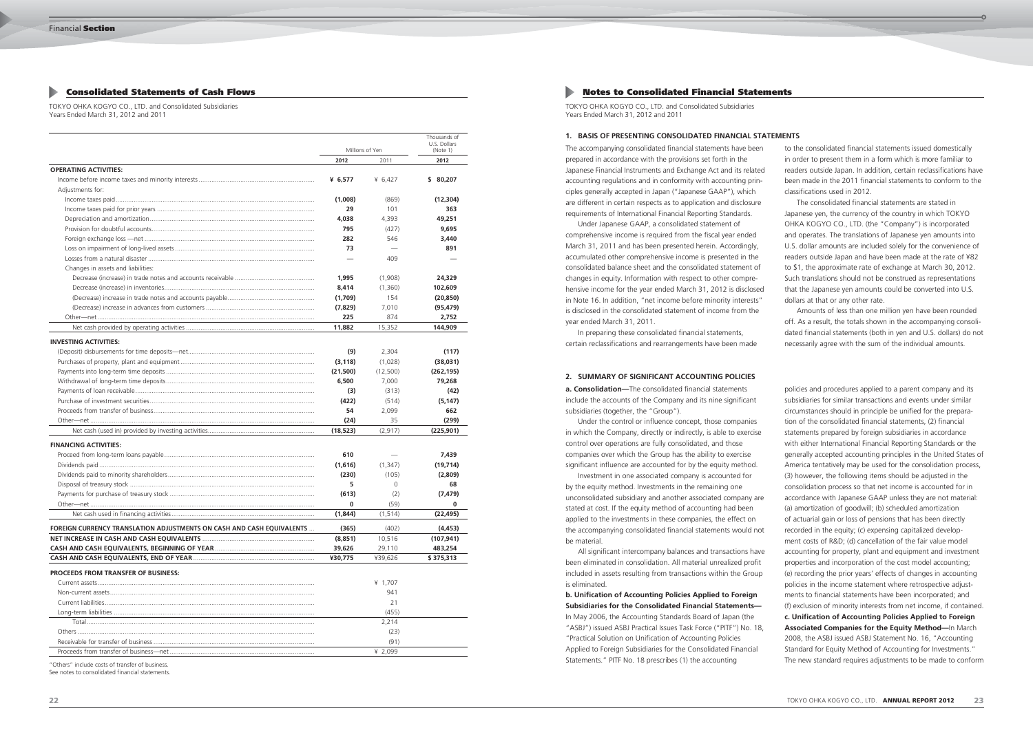## Consolidated Statements of Cash Flows

TOKYO OHKA KOGYO CO., LTD. and Consolidated Subsidiaries
Years Ended March 31, 2012 and 2011

| | Millions of Yen | | Thousands of U.S. Dollars (Note 1) |
|---|---|---|---|
| | 2012 | 2011 | 2012 |
| **OPERATING ACTIVITIES:** | | | |
| Income before income taxes and minority interests | ¥ 6,577 | ¥ 6,427 | $ 80,207 |
| Adjustments for: | | | |
| Income taxes paid | (1,008) | (869) | (12,304) |
| Income taxes paid for prior years | 29 | 101 | 363 |
| Depreciation and amortization | 4,038 | 4,393 | 49,251 |
| Provision for doubtful accounts | 795 | (427) | 9,695 |
| Foreign exchange loss —net | 282 | 546 | 3,440 |
| Loss on impairment of long-lived assets | 73 | — | 891 |
| Losses from a natural disaster | — | 409 | — |
| Changes in assets and liabilities: | | | |
| Decrease (increase) in trade notes and accounts receivable | 1,995 | (1,908) | 24,329 |
| Decrease (increase) in inventories | 8,414 | (1,360) | 102,609 |
| (Decrease) increase in trade notes and accounts payable | (1,709) | 154 | (20,850) |
| (Decrease) increase in advances from customers | (7,829) | 7,010 | (95,479) |
| Other—net | 225 | 874 | 2,752 |
| Net cash provided by operating activities | 11,882 | 15,352 | 144,909 |
| **INVESTING ACTIVITIES:** | | | |
| (Deposit) disbursements for time deposits—net | (9) | 2,304 | (117) |
| Purchases of property, plant and equipment | (3,118) | (1,028) | (38,031) |
| Payments into long-term time deposits | (21,500) | (12,500) | (262,195) |
| Withdrawal of long-term time deposits | 6,500 | 7,000 | 79,268 |
| Payments of loan receivable | (3) | (313) | (42) |
| Purchase of investment securities | (422) | (514) | (5,147) |
| Proceeds from transfer of business | 54 | 2,099 | 662 |
| Other—net | (24) | 35 | (299) |
| Net cash (used in) provided by investing activities | (18,523) | (2,917) | (225,901) |
| **FINANCING ACTIVITIES:** | | | |
| Proceed from long-term loans payable | 610 | — | 7,439 |
| Dividends paid | (1,616) | (1,347) | (19,714) |
| Dividends paid to minority shareholders | (230) | (105) | (2,809) |
| Disposal of treasury stock | 5 | 0 | 68 |
| Payments for purchase of treasury stock | (613) | (2) | (7,479) |
| Other—net | 0 | (59) | 0 |
| Net cash used in financing activities | (1,844) | (1,514) | (22,495) |
| **FOREIGN CURRENCY TRANSLATION ADJUSTMENTS ON CASH AND CASH EQUIVALENTS** | (365) | (402) | (4,453) |
| **NET INCREASE IN CASH AND CASH EQUIVALENTS** | (8,851) | 10,516 | (107,941) |
| **CASH AND CASH EQUIVALENTS, BEGINNING OF YEAR** | 39,626 | 29,110 | 483,254 |
| **CASH AND CASH EQUIVALENTS, END OF YEAR** | ¥30,775 | ¥39,626 | $ 375,313 |
| **PROCEEDS FROM TRANSFER OF BUSINESS:** | | | |
| Current assets | | ¥ 1,707 | |
| Non-current assets | | 941 | |
| Current liabilities | | 21 | |
| Long-term liabilities | | (455) | |
| Total | | 2,214 | |
| Others | | (23) | |
| Receivable for transfer of business | | (91) | |
| Proceeds from transfer of business—net | | ¥ 2,099 | |

"Others" include costs of transfer of business.
See notes to consolidated financial statements.

## Notes to Consolidated Financial Statements

TOKYO OHKA KOGYO CO., LTD. and Consolidated Subsidiaries
Years Ended March 31, 2012 and 2011

### 1. BASIS OF PRESENTING CONSOLIDATED FINANCIAL STATEMENTS

The accompanying consolidated financial statements have been prepared in accordance with the provisions set forth in the Japanese Financial Instruments and Exchange Act and its related accounting regulations and in conformity with accounting principles generally accepted in Japan ("Japanese GAAP"), which are different in certain respects as to application and disclosure requirements of International Financial Reporting Standards.

Under Japanese GAAP, a consolidated statement of comprehensive income is required from the fiscal year ended March 31, 2011 and has been presented herein. Accordingly, accumulated other comprehensive income is presented in the consolidated balance sheet and the consolidated statement of changes in equity. Information with respect to other comprehensive income for the year ended March 31, 2012 is disclosed in Note 16. In addition, "net income before minority interests" is disclosed in the consolidated statement of income from the year ended March 31, 2011.

In preparing these consolidated financial statements, certain reclassifications and rearrangements have been made to the consolidated financial statements issued domestically in order to present them in a form which is more familiar to readers outside Japan. In addition, certain reclassifications have been made in the 2011 financial statements to conform to the classifications used in 2012.

The consolidated financial statements are stated in Japanese yen, the currency of the country in which TOKYO OHKA KOGYO CO., LTD. (the "Company") is incorporated and operates. The translations of Japanese yen amounts into U.S. dollar amounts are included solely for the convenience of readers outside Japan and have been made at the rate of ¥82 to $1, the approximate rate of exchange at March 30, 2012. Such translations should not be construed as representations that the Japanese yen amounts could be converted into U.S. dollars at that or any other rate.

Amounts of less than one million yen have been rounded off. As a result, the totals shown in the accompanying consolidated financial statements (both in yen and U.S. dollars) do not necessarily agree with the sum of the individual amounts.

### 2. SUMMARY OF SIGNIFICANT ACCOUNTING POLICIES

**a. Consolidation—**The consolidated financial statements include the accounts of the Company and its nine significant subsidiaries (together, the "Group").

Under the control or influence concept, those companies in which the Company, directly or indirectly, is able to exercise control over operations are fully consolidated, and those companies over which the Group has the ability to exercise significant influence are accounted for by the equity method.

Investment in one associated company is accounted for by the equity method. Investments in the remaining one unconsolidated subsidiary and another associated company are stated at cost. If the equity method of accounting had been applied to the investments in these companies, the effect on the accompanying consolidated financial statements would not be material.

All significant intercompany balances and transactions have been eliminated in consolidation. All material unrealized profit included in assets resulting from transactions within the Group is eliminated.

**b. Unification of Accounting Policies Applied to Foreign Subsidiaries for the Consolidated Financial Statements—**In May 2006, the Accounting Standards Board of Japan (the "ASBJ") issued ASBJ Practical Issues Task Force ("PITF") No. 18, "Practical Solution on Unification of Accounting Policies Applied to Foreign Subsidiaries for the Consolidated Financial Statements." PITF No. 18 prescribes (1) the accounting policies and procedures applied to a parent company and its subsidiaries for similar transactions and events under similar circumstances should in principle be unified for the preparation of the consolidated financial statements, (2) financial statements prepared by foreign subsidiaries in accordance with either International Financial Reporting Standards or the generally accepted accounting principles in the United States of America tentatively may be used for the consolidation process, (3) however, the following items should be adjusted in the consolidation process so that net income is accounted for in accordance with Japanese GAAP unless they are not material: (a) amortization of goodwill; (b) scheduled amortization of actuarial gain or loss of pensions that has been directly recorded in the equity; (c) expensing capitalized development costs of R&D; (d) cancellation of the fair value model accounting for property, plant and equipment and investment properties and incorporation of the cost model accounting; (e) recording the prior years' effects of changes in accounting policies in the income statement where retrospective adjustments to financial statements have been incorporated; and (f) exclusion of minority interests from net income, if contained.

**c. Unification of Accounting Policies Applied to Foreign Associated Companies for the Equity Method—**In March 2008, the ASBJ issued ASBJ Statement No. 16, "Accounting Standard for Equity Method of Accounting for Investments." The new standard requires adjustments to be made to conform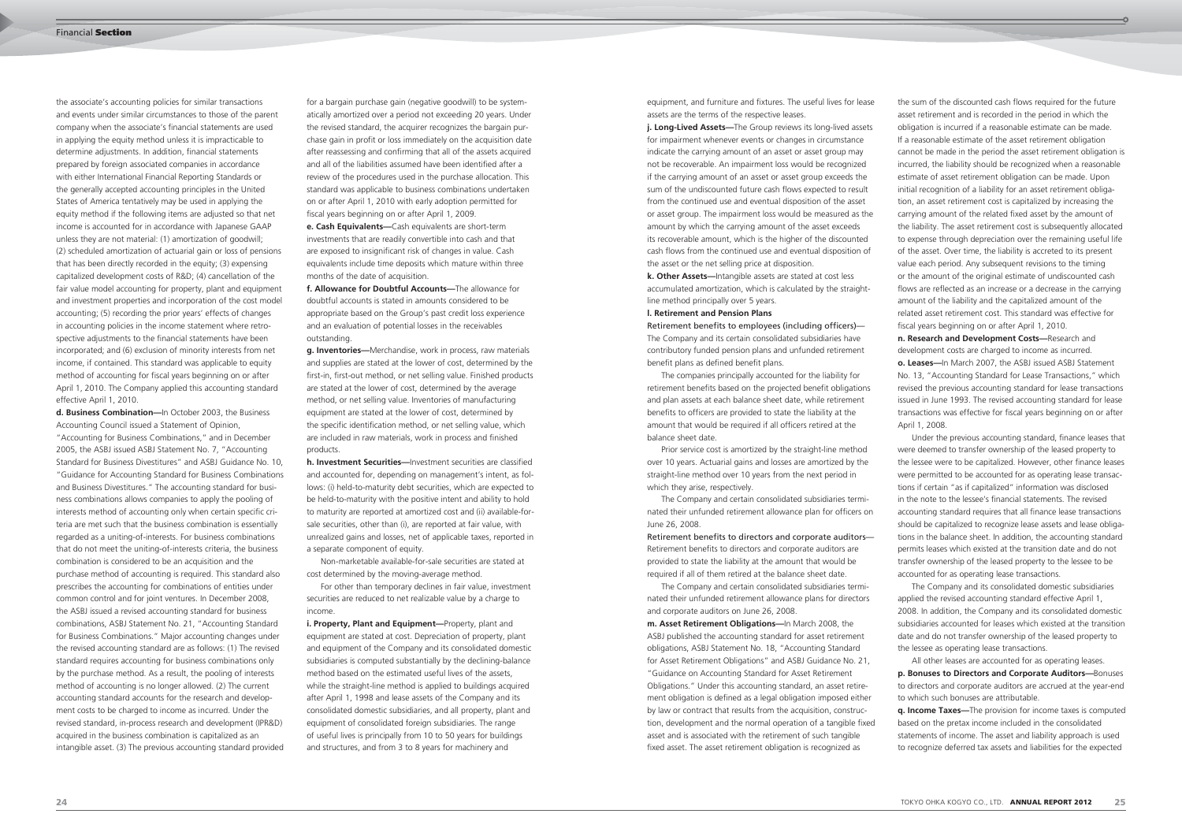the associate's accounting policies for similar transactions and events under similar circumstances to those of the parent company when the associate's financial statements are used in applying the equity method unless it is impracticable to determine adjustments. In addition, financial statements prepared by foreign associated companies in accordance with either International Financial Reporting Standards or the generally accepted accounting principles in the United States of America tentatively may be used in applying the equity method if the following items are adjusted so that net income is accounted for in accordance with Japanese GAAP unless they are not material: (1) amortization of goodwill; (2) scheduled amortization of actuarial gain or loss of pensions that has been directly recorded in the equity; (3) expensing capitalized development costs of R&D; (4) cancellation of the fair value model accounting for property, plant and equipment and investment properties and incorporation of the cost model accounting; (5) recording the prior years' effects of changes in accounting policies in the income statement where retrospective adjustments to the financial statements have been incorporated; and (6) exclusion of minority interests from net income, if contained. This standard was applicable to equity method of accounting for fiscal years beginning on or after April 1, 2010. The Company applied this accounting standard effective April 1, 2010.

**d. Business Combination—**In October 2003, the Business Accounting Council issued a Statement of Opinion, "Accounting for Business Combinations," and in December 2005, the ASBJ issued ASBJ Statement No. 7, "Accounting Standard for Business Divestitures" and ASBJ Guidance No. 10, "Guidance for Accounting Standard for Business Combinations and Business Divestitures." The accounting standard for business combinations allows companies to apply the pooling of interests method of accounting only when certain specific criteria are met such that the business combination is essentially regarded as a uniting-of-interests. For business combinations that do not meet the uniting-of-interests criteria, the business combination is considered to be an acquisition and the purchase method of accounting is required. This standard also prescribes the accounting for combinations of entities under common control and for joint ventures. In December 2008, the ASBJ issued a revised accounting standard for business combinations, ASBJ Statement No. 21, "Accounting Standard for Business Combinations." Major accounting changes under the revised accounting standard are as follows: (1) The revised standard requires accounting for business combinations only by the purchase method. As a result, the pooling of interests method of accounting is no longer allowed. (2) The current accounting standard accounts for the research and development costs to be charged to income as incurred. Under the revised standard, in-process research and development (IPR&D) acquired in the business combination is capitalized as an intangible asset. (3) The previous accounting standard provided for a bargain purchase gain (negative goodwill) to be systematically amortized over a period not exceeding 20 years. Under the revised standard, the acquirer recognizes the bargain purchase gain in profit or loss immediately on the acquisition date after reassessing and confirming that all of the assets acquired and all of the liabilities assumed have been identified after a review of the procedures used in the purchase allocation. This standard was applicable to business combinations undertaken on or after April 1, 2010 with early adoption permitted for fiscal years beginning on or after April 1, 2009.

**e. Cash Equivalents—**Cash equivalents are short-term investments that are readily convertible into cash and that are exposed to insignificant risk of changes in value. Cash equivalents include time deposits which mature within three months of the date of acquisition.

**f. Allowance for Doubtful Accounts—**The allowance for doubtful accounts is stated in amounts considered to be appropriate based on the Group's past credit loss experience and an evaluation of potential losses in the receivables outstanding.

**g. Inventories—**Merchandise, work in process, raw materials and supplies are stated at the lower of cost, determined by the first-in, first-out method, or net selling value. Finished products are stated at the lower of cost, determined by the average method, or net selling value. Inventories of manufacturing equipment are stated at the lower of cost, determined by the specific identification method, or net selling value, which are included in raw materials, work in process and finished products.

**h. Investment Securities—**Investment securities are classified and accounted for, depending on management's intent, as follows: (i) held-to-maturity debt securities, which are expected to be held-to-maturity with the positive intent and ability to hold to maturity are reported at amortized cost and (ii) available-for-sale securities, other than (i), are reported at fair value, with unrealized gains and losses, net of applicable taxes, reported in a separate component of equity.

Non-marketable available-for-sale securities are stated at cost determined by the moving-average method.

For other than temporary declines in fair value, investment securities are reduced to net realizable value by a charge to income.

**i. Property, Plant and Equipment—**Property, plant and equipment are stated at cost. Depreciation of property, plant and equipment of the Company and its consolidated domestic subsidiaries is computed substantially by the declining-balance method based on the estimated useful lives of the assets, while the straight-line method is applied to buildings acquired after April 1, 1998 and lease assets of the Company and its consolidated domestic subsidiaries, and all property, plant and equipment of consolidated foreign subsidiaries. The range of useful lives is principally from 10 to 50 years for buildings and structures, and from 3 to 8 years for machinery and equipment, and furniture and fixtures. The useful lives for lease assets are the terms of the respective leases.

**j. Long-Lived Assets—**The Group reviews its long-lived assets for impairment whenever events or changes in circumstance indicate the carrying amount of an asset or asset group may not be recoverable. An impairment loss would be recognized if the carrying amount of an asset or asset group exceeds the sum of the undiscounted future cash flows expected to result from the continued use and eventual disposition of the asset or asset group. The impairment loss would be measured as the amount by which the carrying amount of the asset exceeds its recoverable amount, which is the higher of the discounted cash flows from the continued use and eventual disposition of the asset or the net selling price at disposition.

**k. Other Assets—**Intangible assets are stated at cost less accumulated amortization, which is calculated by the straight-line method principally over 5 years.

**l. Retirement and Pension Plans**

Retirement benefits to employees (including officers)—The Company and its certain consolidated subsidiaries have contributory funded pension plans and unfunded retirement benefit plans as defined benefit plans.

The companies principally accounted for the liability for retirement benefits based on the projected benefit obligations and plan assets at each balance sheet date, while retirement benefits to officers are provided to state the liability at the amount that would be required if all officers retired at the balance sheet date.

Prior service cost is amortized by the straight-line method over 10 years. Actuarial gains and losses are amortized by the straight-line method over 10 years from the next period in which they arise, respectively.

The Company and certain consolidated subsidiaries terminated their unfunded retirement allowance plan for officers on June 26, 2008.

Retirement benefits to directors and corporate auditors—Retirement benefits to directors and corporate auditors are provided to state the liability at the amount that would be required if all of them retired at the balance sheet date.

The Company and certain consolidated subsidiaries terminated their unfunded retirement allowance plans for directors and corporate auditors on June 26, 2008.

**m. Asset Retirement Obligations—**In March 2008, the ASBJ published the accounting standard for asset retirement obligations, ASBJ Statement No. 18, "Accounting Standard for Asset Retirement Obligations" and ASBJ Guidance No. 21, "Guidance on Accounting Standard for Asset Retirement Obligations." Under this accounting standard, an asset retirement obligation is defined as a legal obligation imposed either by law or contract that results from the acquisition, construction, development and the normal operation of a tangible fixed asset and is associated with the retirement of such tangible fixed asset. The asset retirement obligation is recognized as the sum of the discounted cash flows required for the future asset retirement and is recorded in the period in which the obligation is incurred if a reasonable estimate can be made. If a reasonable estimate of the asset retirement obligation cannot be made in the period the asset retirement obligation is incurred, the liability should be recognized when a reasonable estimate of asset retirement obligation can be made. Upon initial recognition of a liability for an asset retirement obligation, an asset retirement cost is capitalized by increasing the carrying amount of the related fixed asset by the amount of the liability. The asset retirement cost is subsequently allocated to expense through depreciation over the remaining useful life of the asset. Over time, the liability is accreted to its present value each period. Any subsequent revisions to the timing or the amount of the original estimate of undiscounted cash flows are reflected as an increase or a decrease in the carrying amount of the liability and the capitalized amount of the related asset retirement cost. This standard was effective for fiscal years beginning on or after April 1, 2010.

**n. Research and Development Costs—**Research and development costs are charged to income as incurred.

**o. Leases—**In March 2007, the ASBJ issued ASBJ Statement No. 13, "Accounting Standard for Lease Transactions," which revised the previous accounting standard for lease transactions issued in June 1993. The revised accounting standard for lease transactions was effective for fiscal years beginning on or after April 1, 2008.

Under the previous accounting standard, finance leases that were deemed to transfer ownership of the leased property to the lessee were to be capitalized. However, other finance leases were permitted to be accounted for as operating lease transactions if certain "as if capitalized" information was disclosed in the note to the lessee's financial statements. The revised accounting standard requires that all finance lease transactions should be capitalized to recognize lease assets and lease obligations in the balance sheet. In addition, the accounting standard permits leases which existed at the transition date and do not transfer ownership of the leased property to the lessee to be accounted for as operating lease transactions.

The Company and its consolidated domestic subsidiaries applied the revised accounting standard effective April 1, 2008. In addition, the Company and its consolidated domestic subsidiaries accounted for leases which existed at the transition date and do not transfer ownership of the leased property to the lessee as operating lease transactions.

All other leases are accounted for as operating leases.

**p. Bonuses to Directors and Corporate Auditors—**Bonuses to directors and corporate auditors are accrued at the year-end to which such bonuses are attributable.

**q. Income Taxes—**The provision for income taxes is computed based on the pretax income included in the consolidated statements of income. The asset and liability approach is used to recognize deferred tax assets and liabilities for the expected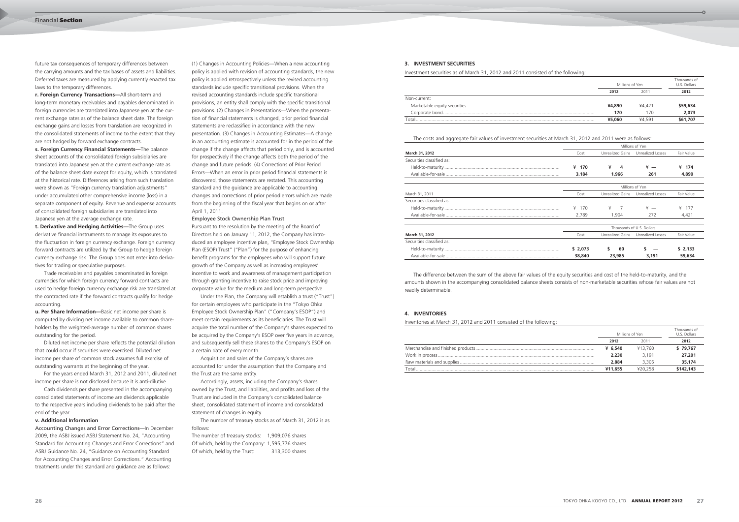future tax consequences of temporary differences between the carrying amounts and the tax bases of assets and liabilities. Deferred taxes are measured by applying currently enacted tax laws to the temporary differences.

**r. Foreign Currency Transactions—**All short-term and long-term monetary receivables and payables denominated in foreign currencies are translated into Japanese yen at the current exchange rates as of the balance sheet date. The foreign exchange gains and losses from translation are recognized in the consolidated statements of income to the extent that they are not hedged by forward exchange contracts.

**s. Foreign Currency Financial Statements—**The balance sheet accounts of the consolidated foreign subsidiaries are translated into Japanese yen at the current exchange rate as of the balance sheet date except for equity, which is translated at the historical rate. Differences arising from such translation were shown as "Foreign currency translation adjustments" under accumulated other comprehensive income (loss) in a separate component of equity. Revenue and expense accounts of consolidated foreign subsidiaries are translated into Japanese yen at the average exchange rate.

**t. Derivative and Hedging Activities—**The Group uses derivative financial instruments to manage its exposures to the fluctuation in foreign currency exchange. Foreign currency forward contracts are utilized by the Group to hedge foreign currency exchange risk. The Group does not enter into derivatives for trading or speculative purposes.

Trade receivables and payables denominated in foreign currencies for which foreign currency forward contracts are used to hedge foreign currency exchange risk are translated at the contracted rate if the forward contracts qualify for hedge accounting.

**u. Per Share Information—**Basic net income per share is computed by dividing net income available to common shareholders by the weighted-average number of common shares outstanding for the period.

Diluted net income per share reflects the potential dilution that could occur if securities were exercised. Diluted net income per share of common stock assumes full exercise of outstanding warrants at the beginning of the year.

For the years ended March 31, 2012 and 2011, diluted net income per share is not disclosed because it is anti-dilutive.

Cash dividends per share presented in the accompanying consolidated statements of income are dividends applicable to the respective years including dividends to be paid after the end of the year.

**v. Additional Information**

Accounting Changes and Error Corrections—In December 2009, the ASBJ issued ASBJ Statement No. 24, "Accounting Standard for Accounting Changes and Error Corrections" and ASBJ Guidance No. 24, "Guidance on Accounting Standard for Accounting Changes and Error Corrections." Accounting treatments under this standard and guidance are as follows:

(1) Changes in Accounting Policies—When a new accounting policy is applied with revision of accounting standards, the new policy is applied retrospectively unless the revised accounting standards include specific transitional provisions. When the revised accounting standards include specific transitional provisions, an entity shall comply with the specific transitional provisions. (2) Changes in Presentations—When the presentation of financial statements is changed, prior period financial statements are reclassified in accordance with the new presentation. (3) Changes in Accounting Estimates—A change in an accounting estimate is accounted for in the period of the change if the change affects that period only, and is accounted for prospectively if the change affects both the period of the change and future periods. (4) Corrections of Prior Period Errors—When an error in prior period financial statements is discovered, those statements are restated. This accounting standard and the guidance are applicable to accounting changes and corrections of prior period errors which are made from the beginning of the fiscal year that begins on or after April 1, 2011.

Employee Stock Ownership Plan Trust

Pursuant to the resolution by the meeting of the Board of Directors held on January 11, 2012, the Company has introduced an employee incentive plan, "Employee Stock Ownership Plan (ESOP) Trust" ("Plan") for the purpose of enhancing benefit programs for the employees who will support future growth of the Company as well as increasing employees' incentive to work and awareness of management participation through granting incentive to raise stock price and improving corporate value for the medium and long-term perspective.

Under the Plan, the Company will establish a trust ("Trust") for certain employees who participate in the "Tokyo Ohka Employee Stock Ownership Plan" ("Company's ESOP") and meet certain requirements as its beneficiaries. The Trust will acquire the total number of the Company's shares expected to be acquired by the Company's ESOP over five years in advance, and subsequently sell these shares to the Company's ESOP on a certain date of every month.

Acquisition and sales of the Company's shares are accounted for under the assumption that the Company and the Trust are the same entity.

Accordingly, assets, including the Company's shares owned by the Trust, and liabilities, and profits and loss of the Trust are included in the Company's consolidated balance sheet, consolidated statement of income and consolidated statement of changes in equity.

The number of treasury stocks as of March 31, 2012 is as follows:

The number of treasury stocks: 1,909,076 shares
Of which, held by the Company: 1,595,776 shares
Of which, held by the Trust: 313,300 shares

## 3. INVESTMENT SECURITIES

Investment securities as of March 31, 2012 and 2011 consisted of the following:

| | Millions of Yen | | Thousands of U.S. Dollars |
|---|---|---|---|
| | **2012** | 2011 | **2012** |
| Non-current: | | | |
| Marketable equity securities | **¥4,890** | ¥4,421 | **$59,634** |
| Corporate bond | **170** | 170 | **2,073** |
| Total | **¥5,060** | ¥4,591 | **$61,707** |

The costs and aggregate fair values of investment securities at March 31, 2012 and 2011 were as follows:

| | Millions of Yen | | | |
|---|---|---|---|---|
| **March 31, 2012** | Cost | Unrealized Gains | Unrealized Losses | Fair Value |
| Securities classified as: | | | | |
| Held-to-maturity | **¥ 170** | **¥ 4** | **¥ —** | **¥ 174** |
| Available-for-sale | **3,184** | **1,966** | **261** | **4,890** |

| | Millions of Yen | | | |
|---|---|---|---|---|
| March 31, 2011 | Cost | Unrealized Gains | Unrealized Losses | Fair Value |
| Securities classified as: | | | | |
| Held-to-maturity | ¥ 170 | ¥ 7 | ¥ — | ¥ 177 |
| Available-for-sale | 2,789 | 1,904 | 272 | 4,421 |

| | Thousands of U.S. Dollars | | | |
|---|---|---|---|---|
| **March 31, 2012** | Cost | Unrealized Gains | Unrealized Losses | Fair Value |
| Securities classified as: | | | | |
| Held-to-maturity | **$ 2,073** | **$ 60** | **$ —** | **$ 2,133** |
| Available-for-sale | **38,840** | **23,985** | **3,191** | **59,634** |

The difference between the sum of the above fair values of the equity securities and cost of the held-to-maturity, and the amounts shown in the accompanying consolidated balance sheets consists of non-marketable securities whose fair values are not readily determinable.

## 4. INVENTORIES

Inventories at March 31, 2012 and 2011 consisted of the following:

| | Millions of Yen | | Thousands of U.S. Dollars |
|---|---|---|---|
| | **2012** | 2011 | **2012** |
| Merchandise and finished products | **¥ 6,540** | ¥13,760 | **$ 79,767** |
| Work in process | **2,230** | 3,191 | **27,201** |
| Raw materials and supplies | **2,884** | 3,305 | **35,174** |
| Total | **¥11,655** | ¥20,258 | **$142,143** |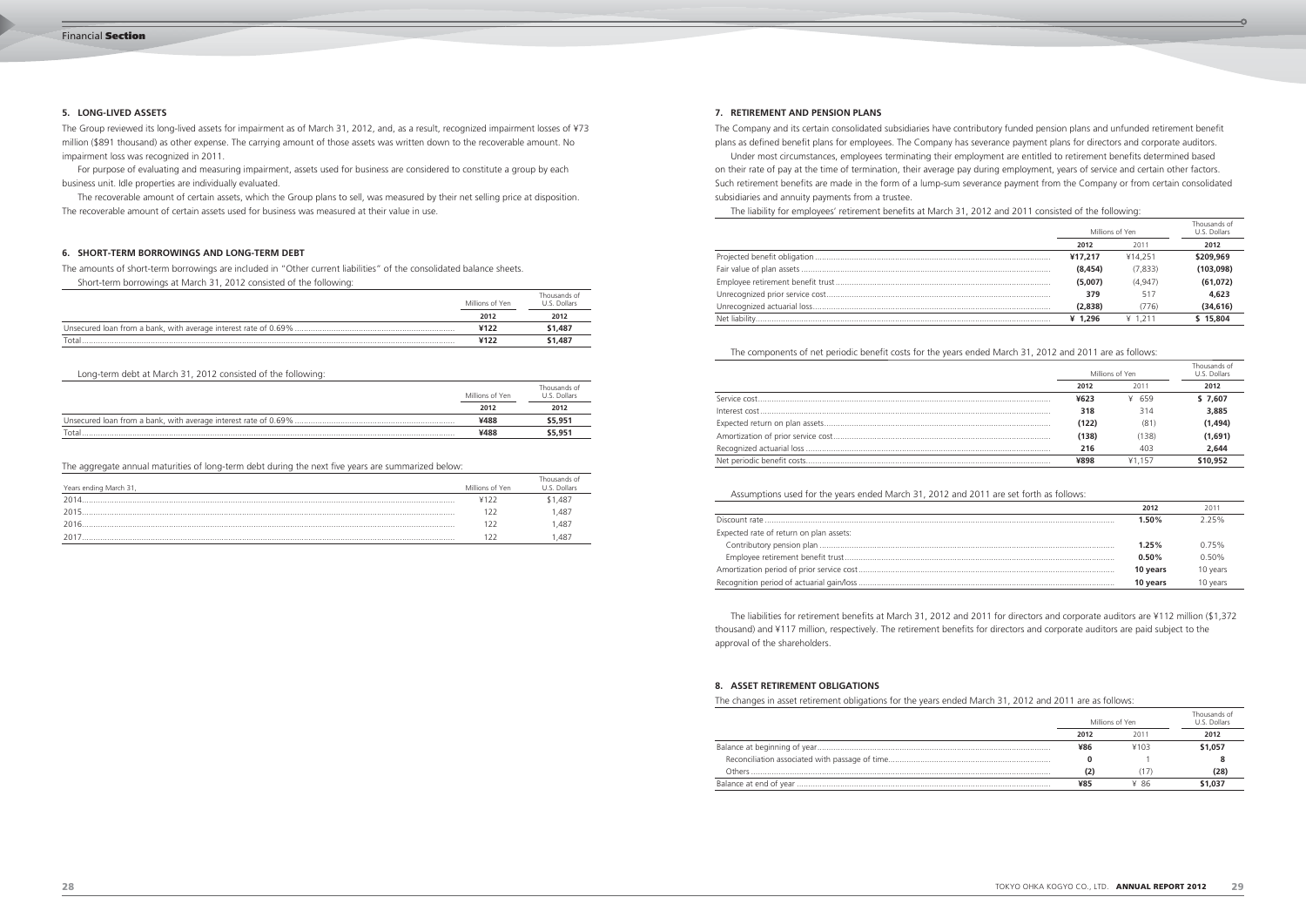## 5. LONG-LIVED ASSETS

The Group reviewed its long-lived assets for impairment as of March 31, 2012, and, as a result, recognized impairment losses of ¥73 million ($891 thousand) as other expense. The carrying amount of those assets was written down to the recoverable amount. No impairment loss was recognized in 2011.

For purpose of evaluating and measuring impairment, assets used for business are considered to constitute a group by each business unit. Idle properties are individually evaluated.

The recoverable amount of certain assets, which the Group plans to sell, was measured by their net selling price at disposition. The recoverable amount of certain assets used for business was measured at their value in use.

## 6. SHORT-TERM BORROWINGS AND LONG-TERM DEBT

The amounts of short-term borrowings are included in "Other current liabilities" of the consolidated balance sheets.

Short-term borrowings at March 31, 2012 consisted of the following:

| | Millions of Yen | Thousands of U.S. Dollars |
|---|---|---|
| | 2012 | 2012 |
| Unsecured loan from a bank, with average interest rate of 0.69% | ¥122 | $1,487 |
| Total | ¥122 | $1,487 |

Long-term debt at March 31, 2012 consisted of the following:

| | Millions of Yen | Thousands of U.S. Dollars |
|---|---|---|
| | 2012 | 2012 |
| Unsecured loan from a bank, with average interest rate of 0.69% | ¥488 | $5,951 |
| Total | ¥488 | $5,951 |

The aggregate annual maturities of long-term debt during the next five years are summarized below:

| Years ending March 31, | Millions of Yen | Thousands of U.S. Dollars |
|---|---|---|
| 2014 | ¥122 | $1,487 |
| 2015 | 122 | 1,487 |
| 2016 | 122 | 1,487 |
| 2017 | 122 | 1,487 |

## 7. RETIREMENT AND PENSION PLANS

The Company and its certain consolidated subsidiaries have contributory funded pension plans and unfunded retirement benefit plans as defined benefit plans for employees. The Company has severance payment plans for directors and corporate auditors.

Under most circumstances, employees terminating their employment are entitled to retirement benefits determined based on their rate of pay at the time of termination, their average pay during employment, years of service and certain other factors. Such retirement benefits are made in the form of a lump-sum severance payment from the Company or from certain consolidated subsidiaries and annuity payments from a trustee.

The liability for employees' retirement benefits at March 31, 2012 and 2011 consisted of the following:

| | Millions of Yen | | Thousands of U.S. Dollars |
|---|---|---|---|
| | 2012 | 2011 | 2012 |
| Projected benefit obligation | ¥17,217 | ¥14,251 | $209,969 |
| Fair value of plan assets | (8,454) | (7,833) | (103,098) |
| Employee retirement benefit trust | (5,007) | (4,947) | (61,072) |
| Unrecognized prior service cost | 379 | 517 | 4,623 |
| Unrecognized actuarial loss | (2,838) | (776) | (34,616) |
| Net liability | ¥ 1,296 | ¥ 1,211 | $ 15,804 |

The components of net periodic benefit costs for the years ended March 31, 2012 and 2011 are as follows:

| | Millions of Yen | | Thousands of U.S. Dollars |
|---|---|---|---|
| | 2012 | 2011 | 2012 |
| Service cost | ¥623 | ¥ 659 | $ 7,607 |
| Interest cost | 318 | 314 | 3,885 |
| Expected return on plan assets | (122) | (81) | (1,494) |
| Amortization of prior service cost | (138) | (138) | (1,691) |
| Recognized actuarial loss | 216 | 403 | 2,644 |
| Net periodic benefit costs | ¥898 | ¥1,157 | $10,952 |

Assumptions used for the years ended March 31, 2012 and 2011 are set forth as follows:

| | 2012 | 2011 |
|---|---|---|
| Discount rate | 1.50% | 2.25% |
| Expected rate of return on plan assets: | | |
| Contributory pension plan | 1.25% | 0.75% |
| Employee retirement benefit trust | 0.50% | 0.50% |
| Amortization period of prior service cost | 10 years | 10 years |
| Recognition period of actuarial gain/loss | 10 years | 10 years |

The liabilities for retirement benefits at March 31, 2012 and 2011 for directors and corporate auditors are ¥112 million ($1,372 thousand) and ¥117 million, respectively. The retirement benefits for directors and corporate auditors are paid subject to the approval of the shareholders.

## 8. ASSET RETIREMENT OBLIGATIONS

The changes in asset retirement obligations for the years ended March 31, 2012 and 2011 are as follows:

| | Millions of Yen | | Thousands of U.S. Dollars |
|---|---|---|---|
| | 2012 | 2011 | 2012 |
| Balance at beginning of year | ¥86 | ¥103 | $1,057 |
| Reconciliation associated with passage of time | 0 | 1 | 8 |
| Others | (2) | (17) | (28) |
| Balance at end of year | ¥85 | ¥ 86 | $1,037 |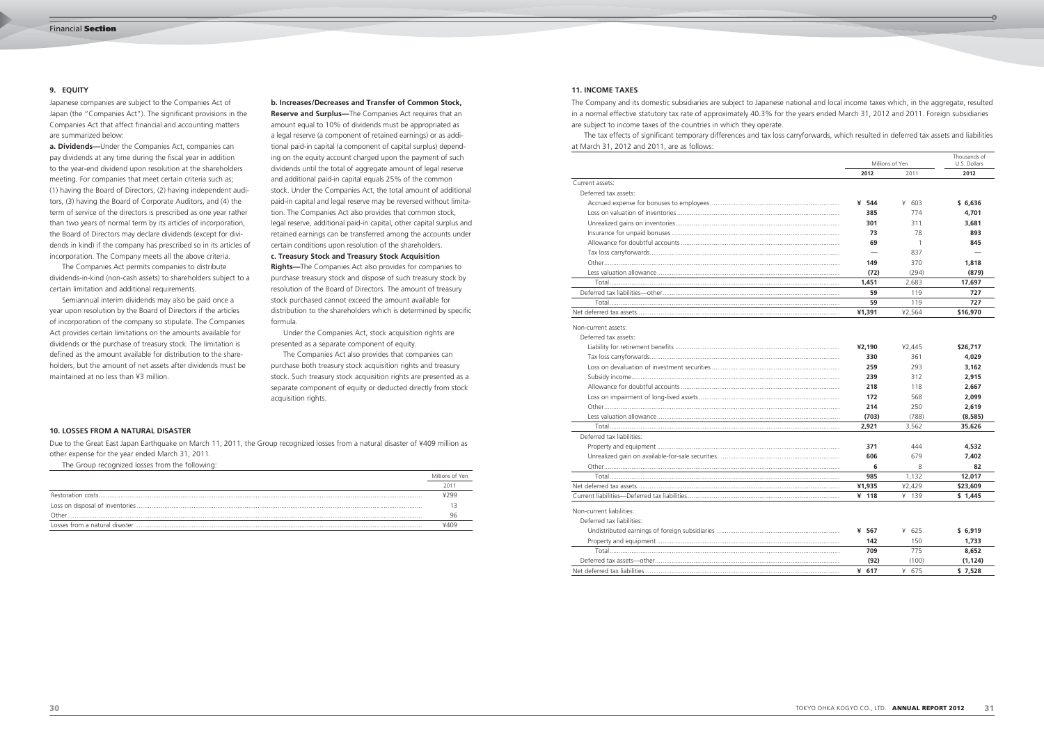## 9. EQUITY

Japanese companies are subject to the Companies Act of Japan (the "Companies Act"). The significant provisions in the Companies Act that affect financial and accounting matters are summarized below:

**a. Dividends—**Under the Companies Act, companies can pay dividends at any time during the fiscal year in addition to the year-end dividend upon resolution at the shareholders meeting. For companies that meet certain criteria such as; (1) having the Board of Directors, (2) having independent auditors, (3) having the Board of Corporate Auditors, and (4) the term of service of the directors is prescribed as one year rather than two years of normal term by its articles of incorporation, the Board of Directors may declare dividends (except for dividends in kind) if the company has prescribed so in its articles of incorporation. The Company meets all the above criteria.

The Companies Act permits companies to distribute dividends-in-kind (non-cash assets) to shareholders subject to a certain limitation and additional requirements.

Semiannual interim dividends may also be paid once a year upon resolution by the Board of Directors if the articles of incorporation of the company so stipulate. The Companies Act provides certain limitations on the amounts available for dividends or the purchase of treasury stock. The limitation is defined as the amount available for distribution to the shareholders, but the amount of net assets after dividends must be maintained at no less than ¥3 million.

**b. Increases/Decreases and Transfer of Common Stock, Reserve and Surplus—**The Companies Act requires that an amount equal to 10% of dividends must be appropriated as a legal reserve (a component of retained earnings) or as additional paid-in capital (a component of capital surplus) depending on the equity account charged upon the payment of such dividends until the total of aggregate amount of legal reserve and additional paid-in capital equals 25% of the common stock. Under the Companies Act, the total amount of additional paid-in capital and legal reserve may be reversed without limitation. The Companies Act also provides that common stock, legal reserve, additional paid-in capital, other capital surplus and retained earnings can be transferred among the accounts under certain conditions upon resolution of the shareholders.

**c. Treasury Stock and Treasury Stock Acquisition Rights—**The Companies Act also provides for companies to purchase treasury stock and dispose of such treasury stock by resolution of the Board of Directors. The amount of treasury stock purchased cannot exceed the amount available for distribution to the shareholders which is determined by specific formula.

Under the Companies Act, stock acquisition rights are presented as a separate component of equity.

The Companies Act also provides that companies can purchase both treasury stock acquisition rights and treasury stock. Such treasury stock acquisition rights are presented as a separate component of equity or deducted directly from stock acquisition rights.

## 10. LOSSES FROM A NATURAL DISASTER

Due to the Great East Japan Earthquake on March 11, 2011, the Group recognized losses from a natural disaster of ¥409 million as other expense for the year ended March 31, 2011.

The Group recognized losses from the following:

| | Millions of Yen |
|---|---|
| | 2011 |
| Restoration costs | ¥299 |
| Loss on disposal of inventories | 13 |
| Other | 96 |
| Losses from a natural disaster | ¥409 |

## 11. INCOME TAXES

The Company and its domestic subsidiaries are subject to Japanese national and local income taxes which, in the aggregate, resulted in a normal effective statutory tax rate of approximately 40.3% for the years ended March 31, 2012 and 2011. Foreign subsidiaries are subject to income taxes of the countries in which they operate.

The tax effects of significant temporary differences and tax loss carryforwards, which resulted in deferred tax assets and liabilities at March 31, 2012 and 2011, are as follows:

| | Millions of Yen | | Thousands of U.S. Dollars |
|---|---|---|---|
| | **2012** | 2011 | **2012** |
| Current assets: | | | |
| Deferred tax assets: | | | |
| Accrued expense for bonuses to employees | **¥ 544** | ¥ 603 | **$ 6,636** |
| Loss on valuation of inventories | **385** | 774 | **4,701** |
| Unrealized gains on inventories | **301** | 311 | **3,681** |
| Insurance for unpaid bonuses | **73** | 78 | **893** |
| Allowance for doubtful accounts | **69** | 1 | **845** |
| Tax loss carryforwards | **—** | 837 | **—** |
| Other | **149** | 370 | **1,818** |
| Less valuation allowance | **(72)** | (294) | **(879)** |
| Total | **1,451** | 2,683 | **17,697** |
| Deferred tax liabilities—other | **59** | 119 | **727** |
| Total | **59** | 119 | **727** |
| Net deferred tax assets | **¥1,391** | ¥2,564 | **$16,970** |
| Non-current assets: | | | |
| Deferred tax assets: | | | |
| Liability for retirement benefits | **¥2,190** | ¥2,445 | **$26,717** |
| Tax loss carryforwards | **330** | 361 | **4,029** |
| Loss on devaluation of investment securities | **259** | 293 | **3,162** |
| Subsidy income | **239** | 312 | **2,915** |
| Allowance for doubtful accounts | **218** | 118 | **2,667** |
| Loss on impairment of long-lived assets | **172** | 568 | **2,099** |
| Other | **214** | 250 | **2,619** |
| Less valuation allowance | **(703)** | (788) | **(8,585)** |
| Total | **2,921** | 3,562 | **35,626** |
| Deferred tax liabilities: | | | |
| Property and equipment | **371** | 444 | **4,532** |
| Unrealized gain on available-for-sale securities | **606** | 679 | **7,402** |
| Other | **6** | 8 | **82** |
| Total | **985** | 1,132 | **12,017** |
| Net deferred tax assets | **¥1,935** | ¥2,429 | **$23,609** |
| Current liabilities—Deferred tax liabilities | **¥ 118** | ¥ 139 | **$ 1,445** |
| Non-current liabilities: | | | |
| Deferred tax liabilities: | | | |
| Undistributed earnings of foreign subsidiaries | **¥ 567** | ¥ 625 | **$ 6,919** |
| Property and equipment | **142** | 150 | **1,733** |
| Total | **709** | 775 | **8,652** |
| Deferred tax assets—other | **(92)** | (100) | **(1,124)** |
| Net deferred tax liabilities | **¥ 617** | ¥ 675 | **$ 7,528** |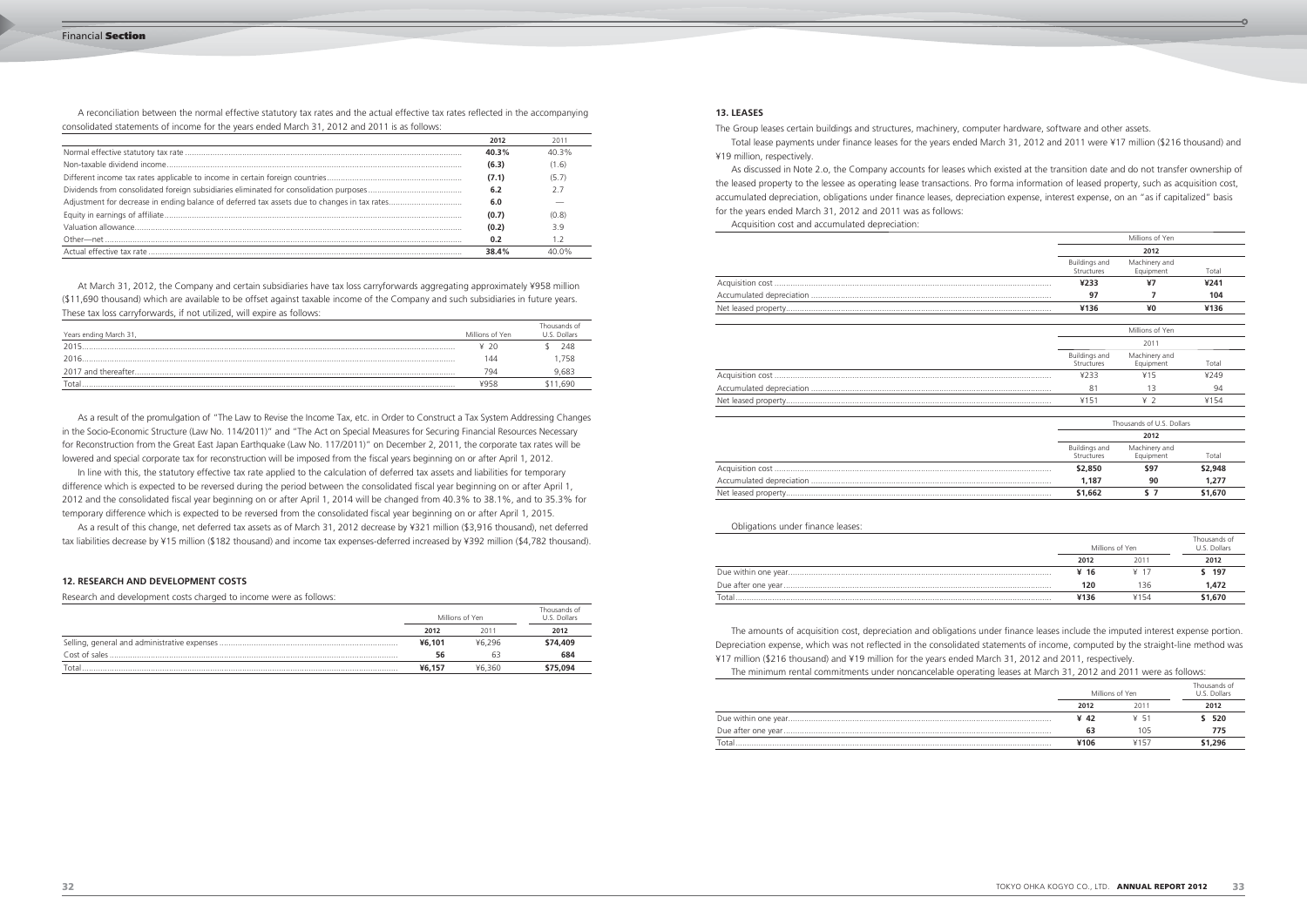A reconciliation between the normal effective statutory tax rates and the actual effective tax rates reflected in the accompanying consolidated statements of income for the years ended March 31, 2012 and 2011 is as follows:

| | 2012 | 2011 |
|---|---|---|
| Normal effective statutory tax rate | **40.3%** | 40.3% |
| Non-taxable dividend income | **(6.3)** | (1.6) |
| Different income tax rates applicable to income in certain foreign countries | **(7.1)** | (5.7) |
| Dividends from consolidated foreign subsidiaries eliminated for consolidation purposes | **6.2** | 2.7 |
| Adjustment for decrease in ending balance of deferred tax assets due to changes in tax rates | **6.0** | — |
| Equity in earnings of affiliate | **(0.7)** | (0.8) |
| Valuation allowance | **(0.2)** | 3.9 |
| Other—net | **0.2** | 1.2 |
| Actual effective tax rate | **38.4%** | 40.0% |

At March 31, 2012, the Company and certain subsidiaries have tax loss carryforwards aggregating approximately ¥958 million ($11,690 thousand) which are available to be offset against taxable income of the Company and such subsidiaries in future years. These tax loss carryforwards, if not utilized, will expire as follows:

| Years ending March 31, | Millions of Yen | Thousands of U.S. Dollars |
|---|---|---|
| 2015 | ¥ 20 | $ 248 |
| 2016 | 144 | 1,758 |
| 2017 and thereafter | 794 | 9,683 |
| Total | ¥958 | $11,690 |

As a result of the promulgation of "The Law to Revise the Income Tax, etc. in Order to Construct a Tax System Addressing Changes in the Socio-Economic Structure (Law No. 114/2011)" and "The Act on Special Measures for Securing Financial Resources Necessary for Reconstruction from the Great East Japan Earthquake (Law No. 117/2011)" on December 2, 2011, the corporate tax rates will be lowered and special corporate tax for reconstruction will be imposed from the fiscal years beginning on or after April 1, 2012.

In line with this, the statutory effective tax rate applied to the calculation of deferred tax assets and liabilities for temporary difference which is expected to be reversed during the period between the consolidated fiscal year beginning on or after April 1, 2012 and the consolidated fiscal year beginning on or after April 1, 2014 will be changed from 40.3% to 38.1%, and to 35.3% for temporary difference which is expected to be reversed from the consolidated fiscal year beginning on or after April 1, 2015.

As a result of this change, net deferred tax assets as of March 31, 2012 decrease by ¥321 million ($3,916 thousand), net deferred tax liabilities decrease by ¥15 million ($182 thousand) and income tax expenses-deferred increased by ¥392 million ($4,782 thousand).

## 12. RESEARCH AND DEVELOPMENT COSTS

Research and development costs charged to income were as follows:

| | Millions of Yen | | Thousands of U.S. Dollars |
|---|---|---|---|
| | 2012 | 2011 | 2012 |
| Selling, general and administrative expenses | **¥6,101** | ¥6,296 | **$74,409** |
| Cost of sales | **56** | 63 | **684** |
| Total | **¥6,157** | ¥6,360 | **$75,094** |

## 13. LEASES

The Group leases certain buildings and structures, machinery, computer hardware, software and other assets.

Total lease payments under finance leases for the years ended March 31, 2012 and 2011 were ¥17 million ($216 thousand) and ¥19 million, respectively.

As discussed in Note 2.o, the Company accounts for leases which existed at the transition date and do not transfer ownership of the leased property to the lessee as operating lease transactions. Pro forma information of leased property, such as acquisition cost, accumulated depreciation, obligations under finance leases, depreciation expense, interest expense, on an "as if capitalized" basis for the years ended March 31, 2012 and 2011 was as follows:

Acquisition cost and accumulated depreciation:

| | Millions of Yen | | |
|---|---|---|---|
| | 2012 | | |
| | Buildings and Structures | Machinery and Equipment | Total |
| Acquisition cost | **¥233** | **¥7** | **¥241** |
| Accumulated depreciation | **97** | **7** | **104** |
| Net leased property | **¥136** | **¥0** | **¥136** |

| | Millions of Yen | | |
|---|---|---|---|
| | 2011 | | |
| | Buildings and Structures | Machinery and Equipment | Total |
| Acquisition cost | ¥233 | ¥15 | ¥249 |
| Accumulated depreciation | 81 | 13 | 94 |
| Net leased property | ¥151 | ¥ 2 | ¥154 |

| | Thousands of U.S. Dollars | | |
|---|---|---|---|
| | 2012 | | |
| | Buildings and Structures | Machinery and Equipment | Total |
| Acquisition cost | **$2,850** | **$97** | **$2,948** |
| Accumulated depreciation | **1,187** | **90** | **1,277** |
| Net leased property | **$1,662** | **$ 7** | **$1,670** |

Obligations under finance leases:

| | Millions of Yen | | Thousands of U.S. Dollars |
|---|---|---|---|
| | 2012 | 2011 | 2012 |
| Due within one year | **¥ 16** | ¥ 17 | **$ 197** |
| Due after one year | **120** | 136 | **1,472** |
| Total | **¥136** | ¥154 | **$1,670** |

The amounts of acquisition cost, depreciation and obligations under finance leases include the imputed interest expense portion. Depreciation expense, which was not reflected in the consolidated statements of income, computed by the straight-line method was ¥17 million ($216 thousand) and ¥19 million for the years ended March 31, 2012 and 2011, respectively.

The minimum rental commitments under noncancelable operating leases at March 31, 2012 and 2011 were as follows:

| | Millions of Yen | | Thousands of U.S. Dollars |
|---|---|---|---|
| | 2012 | 2011 | 2012 |
| Due within one year | **¥ 42** | ¥ 51 | **$ 520** |
| Due after one year | **63** | 105 | **775** |
| Total | **¥106** | ¥157 | **$1,296** |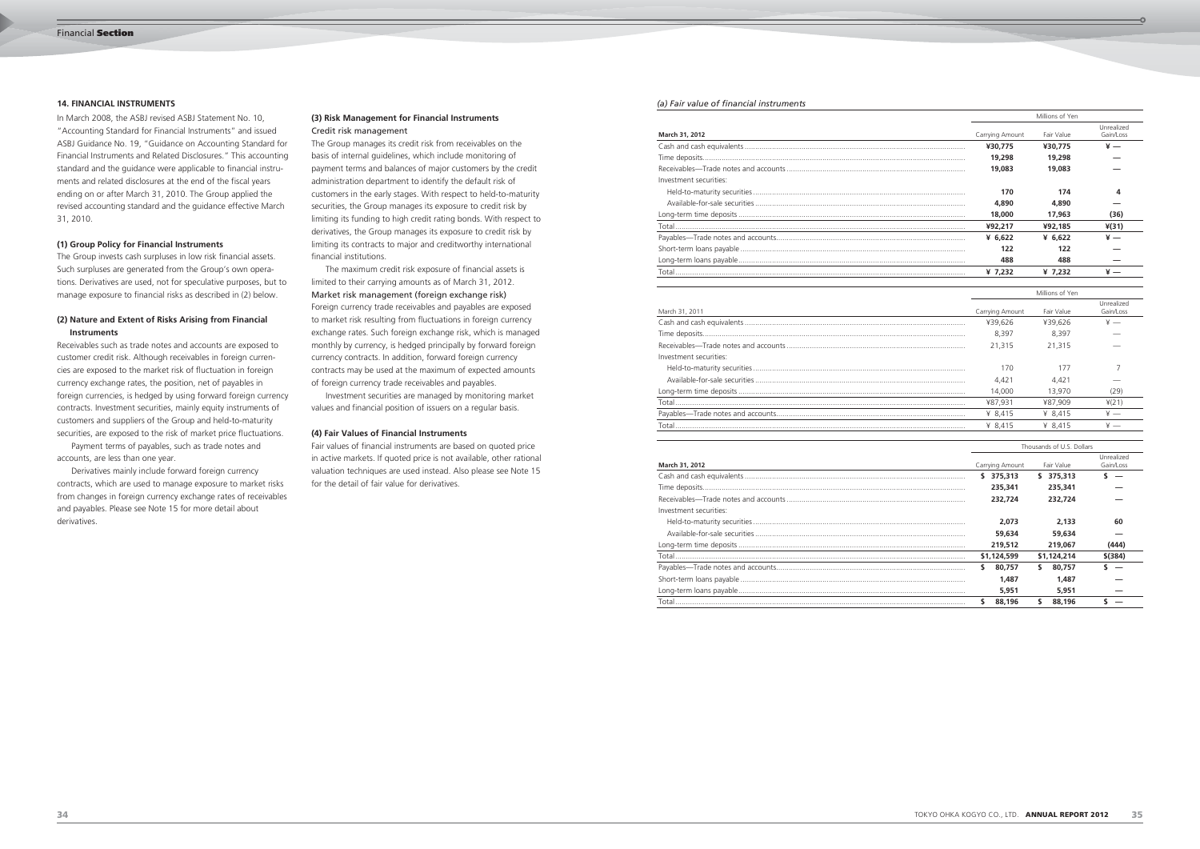### 14. FINANCIAL INSTRUMENTS

In March 2008, the ASBJ revised ASBJ Statement No. 10, "Accounting Standard for Financial Instruments" and issued ASBJ Guidance No. 19, "Guidance on Accounting Standard for Financial Instruments and Related Disclosures." This accounting standard and the guidance were applicable to financial instruments and related disclosures at the end of the fiscal years ending on or after March 31, 2010. The Group applied the revised accounting standard and the guidance effective March 31, 2010.

#### (1) Group Policy for Financial Instruments

The Group invests cash surpluses in low risk financial assets. Such surpluses are generated from the Group's own operations. Derivatives are used, not for speculative purposes, but to manage exposure to financial risks as described in (2) below.

#### (2) Nature and Extent of Risks Arising from Financial Instruments

Receivables such as trade notes and accounts are exposed to customer credit risk. Although receivables in foreign currencies are exposed to the market risk of fluctuation in foreign currency exchange rates, the position, net of payables in foreign currencies, is hedged by using forward foreign currency contracts. Investment securities, mainly equity instruments of customers and suppliers of the Group and held-to-maturity securities, are exposed to the risk of market price fluctuations.

Payment terms of payables, such as trade notes and accounts, are less than one year.

Derivatives mainly include forward foreign currency contracts, which are used to manage exposure to market risks from changes in foreign currency exchange rates of receivables and payables. Please see Note 15 for more detail about derivatives.

#### (3) Risk Management for Financial Instruments

Credit risk management

The Group manages its credit risk from receivables on the basis of internal guidelines, which include monitoring of payment terms and balances of major customers by the credit administration department to identify the default risk of customers in the early stages. With respect to held-to-maturity securities, the Group manages its exposure to credit risk by limiting its funding to high credit rating bonds. With respect to derivatives, the Group manages its exposure to credit risk by limiting its contracts to major and creditworthy international financial institutions.

The maximum credit risk exposure of financial assets is limited to their carrying amounts as of March 31, 2012.

Market risk management (foreign exchange risk)

Foreign currency trade receivables and payables are exposed to market risk resulting from fluctuations in foreign currency exchange rates. Such foreign exchange risk, which is managed monthly by currency, is hedged principally by forward foreign currency contracts. In addition, forward foreign currency contracts may be used at the maximum of expected amounts of foreign currency trade receivables and payables.

Investment securities are managed by monitoring market values and financial position of issuers on a regular basis.

#### (4) Fair Values of Financial Instruments

Fair values of financial instruments are based on quoted price in active markets. If quoted price is not available, other rational valuation techniques are used instead. Also please see Note 15 for the detail of fair value for derivatives.

*(a) Fair value of financial instruments*

| | Millions of Yen | | |
|---|---|---|---|
| **March 31, 2012** | Carrying Amount | Fair Value | Unrealized Gain/Loss |
| Cash and cash equivalents | **¥30,775** | **¥30,775** | **¥ —** |
| Time deposits | **19,298** | **19,298** | **—** |
| Receivables—Trade notes and accounts | **19,083** | **19,083** | **—** |
| Investment securities: | | | |
| Held-to-maturity securities | **170** | **174** | **4** |
| Available-for-sale securities | **4,890** | **4,890** | **—** |
| Long-term time deposits | **18,000** | **17,963** | **(36)** |
| Total | **¥92,217** | **¥92,185** | **¥(31)** |
| Payables—Trade notes and accounts | **¥ 6,622** | **¥ 6,622** | **¥ —** |
| Short-term loans payable | **122** | **122** | **—** |
| Long-term loans payable | **488** | **488** | **—** |
| Total | **¥ 7,232** | **¥ 7,232** | **¥ —** |

| | Millions of Yen | | |
|---|---|---|---|
| March 31, 2011 | Carrying Amount | Fair Value | Unrealized Gain/Loss |
| Cash and cash equivalents | ¥39,626 | ¥39,626 | ¥ — |
| Time deposits | 8,397 | 8,397 | — |
| Receivables—Trade notes and accounts | 21,315 | 21,315 | — |
| Investment securities: | | | |
| Held-to-maturity securities | 170 | 177 | 7 |
| Available-for-sale securities | 4,421 | 4,421 | — |
| Long-term time deposits | 14,000 | 13,970 | (29) |
| Total | ¥87,931 | ¥87,909 | ¥(21) |
| Payables—Trade notes and accounts | ¥ 8,415 | ¥ 8,415 | ¥ — |
| Total | ¥ 8,415 | ¥ 8,415 | ¥ — |

| | Thousands of U.S. Dollars | | |
|---|---|---|---|
| **March 31, 2012** | Carrying Amount | Fair Value | Unrealized Gain/Loss |
| Cash and cash equivalents | **$ 375,313** | **$ 375,313** | **$ —** |
| Time deposits | **235,341** | **235,341** | **—** |
| Receivables—Trade notes and accounts | **232,724** | **232,724** | **—** |
| Investment securities: | | | |
| Held-to-maturity securities | **2,073** | **2,133** | **60** |
| Available-for-sale securities | **59,634** | **59,634** | **—** |
| Long-term time deposits | **219,512** | **219,067** | **(444)** |
| Total | **$1,124,599** | **$1,124,214** | **$(384)** |
| Payables—Trade notes and accounts | **$ 80,757** | **$ 80,757** | **$ —** |
| Short-term loans payable | **1,487** | **1,487** | **—** |
| Long-term loans payable | **5,951** | **5,951** | **—** |
| Total | **$ 88,196** | **$ 88,196** | **$ —** |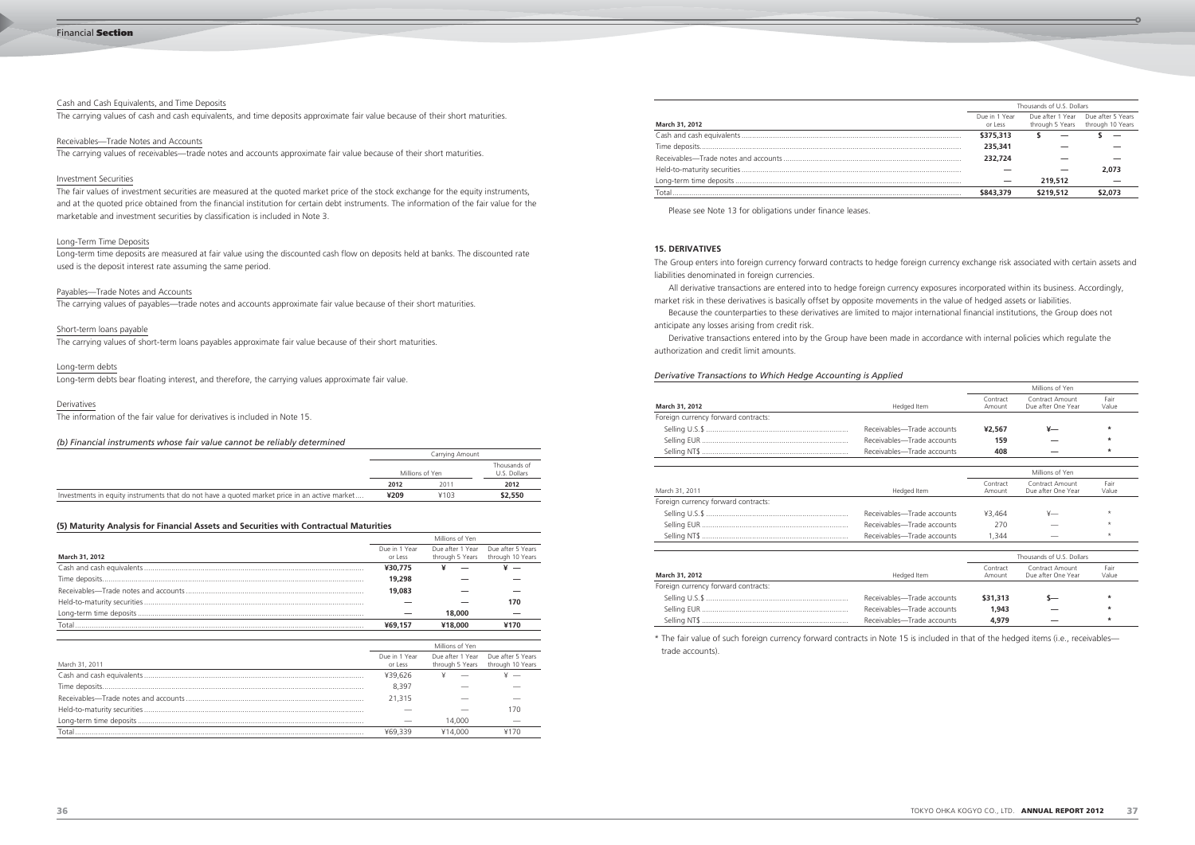Cash and Cash Equivalents, and Time Deposits

The carrying values of cash and cash equivalents, and time deposits approximate fair value because of their short maturities.

Receivables—Trade Notes and Accounts

The carrying values of receivables—trade notes and accounts approximate fair value because of their short maturities.

Investment Securities

The fair values of investment securities are measured at the quoted market price of the stock exchange for the equity instruments, and at the quoted price obtained from the financial institution for certain debt instruments. The information of the fair value for the marketable and investment securities by classification is included in Note 3.

Long-Term Time Deposits

Long-term time deposits are measured at fair value using the discounted cash flow on deposits held at banks. The discounted rate used is the deposit interest rate assuming the same period.

Payables—Trade Notes and Accounts

The carrying values of payables—trade notes and accounts approximate fair value because of their short maturities.

Short-term loans payable

The carrying values of short-term loans payables approximate fair value because of their short maturities.

Long-term debts

Long-term debts bear floating interest, and therefore, the carrying values approximate fair value.

Derivatives

The information of the fair value for derivatives is included in Note 15.

*(b) Financial instruments whose fair value cannot be reliably determined*

| | Carrying Amount | | |
|---|---|---|---|
| | Millions of Yen | | Thousands of U.S. Dollars |
| | **2012** | 2011 | **2012** |
| Investments in equity instruments that do not have a quoted market price in an active market | **¥209** | ¥103 | **$2,550** |

**(5) Maturity Analysis for Financial Assets and Securities with Contractual Maturities**

| | Millions of Yen | | |
|---|---|---|---|
| **March 31, 2012** | Due in 1 Year or Less | Due after 1 Year through 5 Years | Due after 5 Years through 10 Years |
| Cash and cash equivalents | **¥30,775** | **¥ —** | **¥ —** |
| Time deposits | **19,298** | **—** | **—** |
| Receivables—Trade notes and accounts | **19,083** | **—** | **—** |
| Held-to-maturity securities | **—** | **—** | **170** |
| Long-term time deposits | **—** | **18,000** | **—** |
| Total | **¥69,157** | **¥18,000** | **¥170** |

| | Millions of Yen | | |
|---|---|---|---|
| March 31, 2011 | Due in 1 Year or Less | Due after 1 Year through 5 Years | Due after 5 Years through 10 Years |
| Cash and cash equivalents | ¥39,626 | ¥ — | ¥ — |
| Time deposits | 8,397 | — | — |
| Receivables—Trade notes and accounts | 21,315 | — | — |
| Held-to-maturity securities | — | — | 170 |
| Long-term time deposits | — | 14,000 | — |
| Total | ¥69,339 | ¥14,000 | ¥170 |

| | Thousands of U.S. Dollars | | |
|---|---|---|---|
| **March 31, 2012** | Due in 1 Year or Less | Due after 1 Year through 5 Years | Due after 5 Years through 10 Years |
| Cash and cash equivalents | **$375,313** | **$ —** | **$ —** |
| Time deposits | **235,341** | **—** | **—** |
| Receivables—Trade notes and accounts | **232,724** | **—** | **—** |
| Held-to-maturity securities | **—** | **—** | **2,073** |
| Long-term time deposits | **—** | **219,512** | **—** |
| Total | **$843,379** | **$219,512** | **$2,073** |

Please see Note 13 for obligations under finance leases.

## 15. DERIVATIVES

The Group enters into foreign currency forward contracts to hedge foreign currency exchange risk associated with certain assets and liabilities denominated in foreign currencies.

All derivative transactions are entered into to hedge foreign currency exposures incorporated within its business. Accordingly, market risk in these derivatives is basically offset by opposite movements in the value of hedged assets or liabilities.

Because the counterparties to these derivatives are limited to major international financial institutions, the Group does not anticipate any losses arising from credit risk.

Derivative transactions entered into by the Group have been made in accordance with internal policies which regulate the authorization and credit limit amounts.

*Derivative Transactions to Which Hedge Accounting is Applied*

| | | Millions of Yen | | |
|---|---|---|---|---|
| **March 31, 2012** | Hedged Item | Contract Amount | Contract Amount Due after One Year | Fair Value |
| Foreign currency forward contracts: | | | | |
| Selling U.S.$ | Receivables—Trade accounts | **¥2,567** | **¥—** | * |
| Selling EUR | Receivables—Trade accounts | **159** | **—** | * |
| Selling NT$ | Receivables—Trade accounts | **408** | **—** | * |

| | | Millions of Yen | | |
|---|---|---|---|---|
| March 31, 2011 | Hedged Item | Contract Amount | Contract Amount Due after One Year | Fair Value |
| Foreign currency forward contracts: | | | | |
| Selling U.S.$ | Receivables—Trade accounts | ¥3,464 | ¥— | * |
| Selling EUR | Receivables—Trade accounts | 270 | — | * |
| Selling NT$ | Receivables—Trade accounts | 1,344 | — | * |

| | | Thousands of U.S. Dollars | | |
|---|---|---|---|---|
| **March 31, 2012** | Hedged Item | Contract Amount | Contract Amount Due after One Year | Fair Value |
| Foreign currency forward contracts: | | | | |
| Selling U.S.$ | Receivables—Trade accounts | **$31,313** | **$—** | * |
| Selling EUR | Receivables—Trade accounts | **1,943** | **—** | * |
| Selling NT$ | Receivables—Trade accounts | **4,979** | **—** | * |

* The fair value of such foreign currency forward contracts in Note 15 is included in that of the hedged items (i.e., receivables—trade accounts).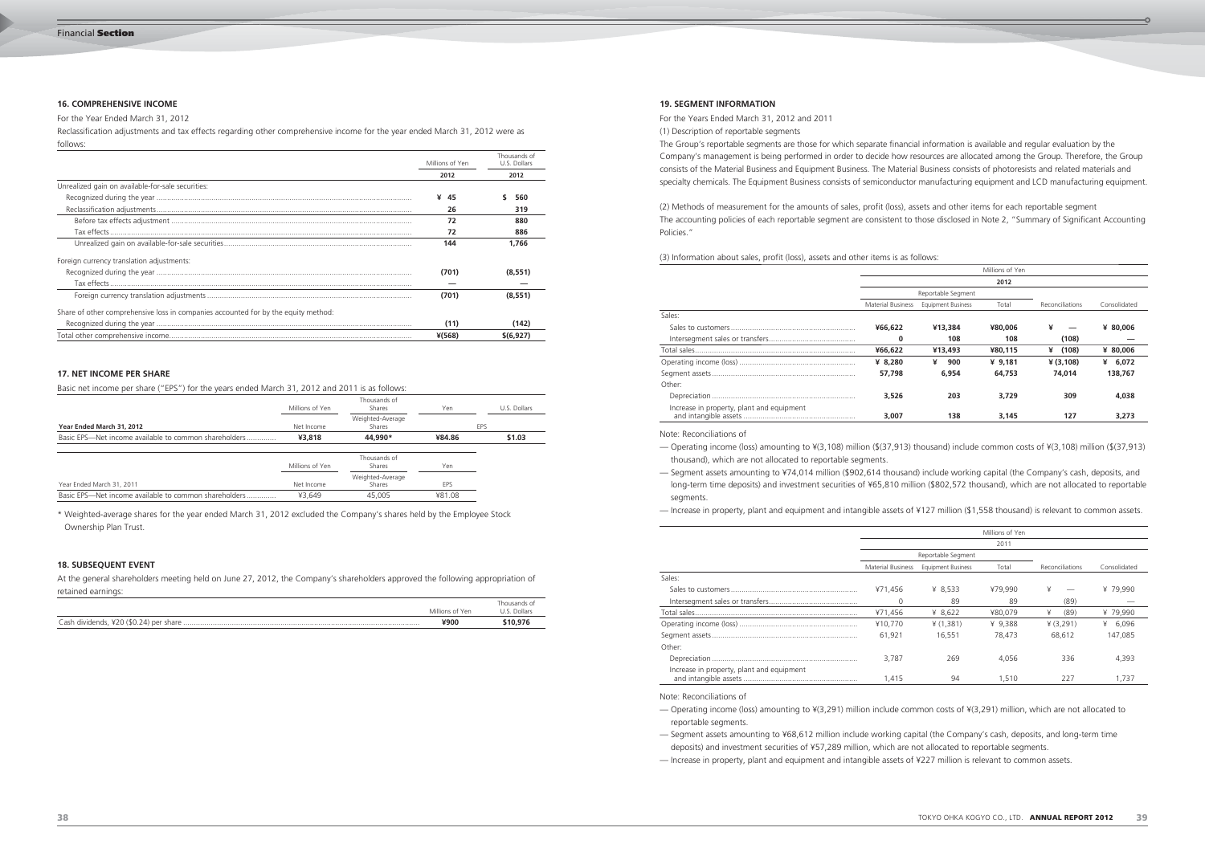## 16. COMPREHENSIVE INCOME

For the Year Ended March 31, 2012

Reclassification adjustments and tax effects regarding other comprehensive income for the year ended March 31, 2012 were as follows:

| | Millions of Yen | Thousands of U.S. Dollars |
|---|---|---|
| | 2012 | 2012 |
| Unrealized gain on available-for-sale securities: | | |
| Recognized during the year | ¥ 45 | $ 560 |
| Reclassification adjustments | 26 | 319 |
| Before tax effects adjustment | 72 | 880 |
| Tax effects | 72 | 886 |
| Unrealized gain on available-for-sale securities | 144 | 1,766 |
| Foreign currency translation adjustments: | | |
| Recognized during the year | (701) | (8,551) |
| Tax effects | — | — |
| Foreign currency translation adjustments | (701) | (8,551) |
| Share of other comprehensive loss in companies accounted for by the equity method: | | |
| Recognized during the year | (11) | (142) |
| Total other comprehensive income | ¥(568) | $(6,927) |

## 17. NET INCOME PER SHARE

Basic net income per share ("EPS") for the years ended March 31, 2012 and 2011 is as follows:

| | Millions of Yen | Thousands of Shares | Yen | U.S. Dollars |
|---|---|---|---|---|
| Year Ended March 31, 2012 | Net Income | Weighted-Average Shares | EPS | |
| Basic EPS—Net income available to common shareholders | ¥3,818 | 44,990* | ¥84.86 | $1.03 |

| | Millions of Yen | Thousands of Shares | Yen |
|---|---|---|---|
| Year Ended March 31, 2011 | Net Income | Weighted-Average Shares | EPS |
| Basic EPS—Net income available to common shareholders | ¥3,649 | 45,005 | ¥81.08 |

\* Weighted-average shares for the year ended March 31, 2012 excluded the Company's shares held by the Employee Stock Ownership Plan Trust.

## 18. SUBSEQUENT EVENT

At the general shareholders meeting held on June 27, 2012, the Company's shareholders approved the following appropriation of retained earnings:

| | Millions of Yen | Thousands of U.S. Dollars |
|---|---|---|
| Cash dividends, ¥20 ($0.24) per share | ¥900 | $10,976 |

## 19. SEGMENT INFORMATION

For the Years Ended March 31, 2012 and 2011

(1) Description of reportable segments

The Group's reportable segments are those for which separate financial information is available and regular evaluation by the Company's management is being performed in order to decide how resources are allocated among the Group. Therefore, the Group consists of the Material Business and Equipment Business. The Material Business consists of photoresists and related materials and specialty chemicals. The Equipment Business consists of semiconductor manufacturing equipment and LCD manufacturing equipment.

(2) Methods of measurement for the amounts of sales, profit (loss), assets and other items for each reportable segment

The accounting policies of each reportable segment are consistent to those disclosed in Note 2, "Summary of Significant Accounting Policies."

(3) Information about sales, profit (loss), assets and other items is as follows:

| | Millions of Yen | | | | |
|---|---|---|---|---|---|
| | 2012 | | | | |
| | Reportable Segment | | | | |
| | Material Business | Equipment Business | Total | Reconciliations | Consolidated |
| Sales: | | | | | |
| Sales to customers | ¥66,622 | ¥13,384 | ¥80,006 | ¥ — | ¥ 80,006 |
| Intersegment sales or transfers | 0 | 108 | 108 | (108) | — |
| Total sales | ¥66,622 | ¥13,493 | ¥80,115 | ¥ (108) | ¥ 80,006 |
| Operating income (loss) | ¥ 8,280 | ¥ 900 | ¥ 9,181 | ¥ (3,108) | ¥ 6,072 |
| Segment assets | 57,798 | 6,954 | 64,753 | 74,014 | 138,767 |
| Other: | | | | | |
| Depreciation | 3,526 | 203 | 3,729 | 309 | 4,038 |
| Increase in property, plant and equipment and intangible assets | 3,007 | 138 | 3,145 | 127 | 3,273 |

Note: Reconciliations of

— Operating income (loss) amounting to ¥(3,108) million ($(37,913) thousand) include common costs of ¥(3,108) million ($(37,913) thousand), which are not allocated to reportable segments.

— Segment assets amounting to ¥74,014 million ($902,614 thousand) include working capital (the Company's cash, deposits, and long-term time deposits) and investment securities of ¥65,810 million ($802,572 thousand), which are not allocated to reportable segments.

— Increase in property, plant and equipment and intangible assets of ¥127 million ($1,558 thousand) is relevant to common assets.

| | Millions of Yen | | | | |
|---|---|---|---|---|---|
| | 2011 | | | | |
| | Reportable Segment | | | | |
| | Material Business | Equipment Business | Total | Reconciliations | Consolidated |
| Sales: | | | | | |
| Sales to customers | ¥71,456 | ¥ 8,533 | ¥79,990 | ¥ — | ¥ 79,990 |
| Intersegment sales or transfers | 0 | 89 | 89 | (89) | — |
| Total sales | ¥71,456 | ¥ 8,622 | ¥80,079 | ¥ (89) | ¥ 79,990 |
| Operating income (loss) | ¥10,770 | ¥ (1,381) | ¥ 9,388 | ¥ (3,291) | ¥ 6,096 |
| Segment assets | 61,921 | 16,551 | 78,473 | 68,612 | 147,085 |
| Other: | | | | | |
| Depreciation | 3,787 | 269 | 4,056 | 336 | 4,393 |
| Increase in property, plant and equipment and intangible assets | 1,415 | 94 | 1,510 | 227 | 1,737 |

Note: Reconciliations of

— Operating income (loss) amounting to ¥(3,291) million include common costs of ¥(3,291) million, which are not allocated to reportable segments.

— Segment assets amounting to ¥68,612 million include working capital (the Company's cash, deposits, and long-term time deposits) and investment securities of ¥57,289 million, which are not allocated to reportable segments.

— Increase in property, plant and equipment and intangible assets of ¥227 million is relevant to common assets.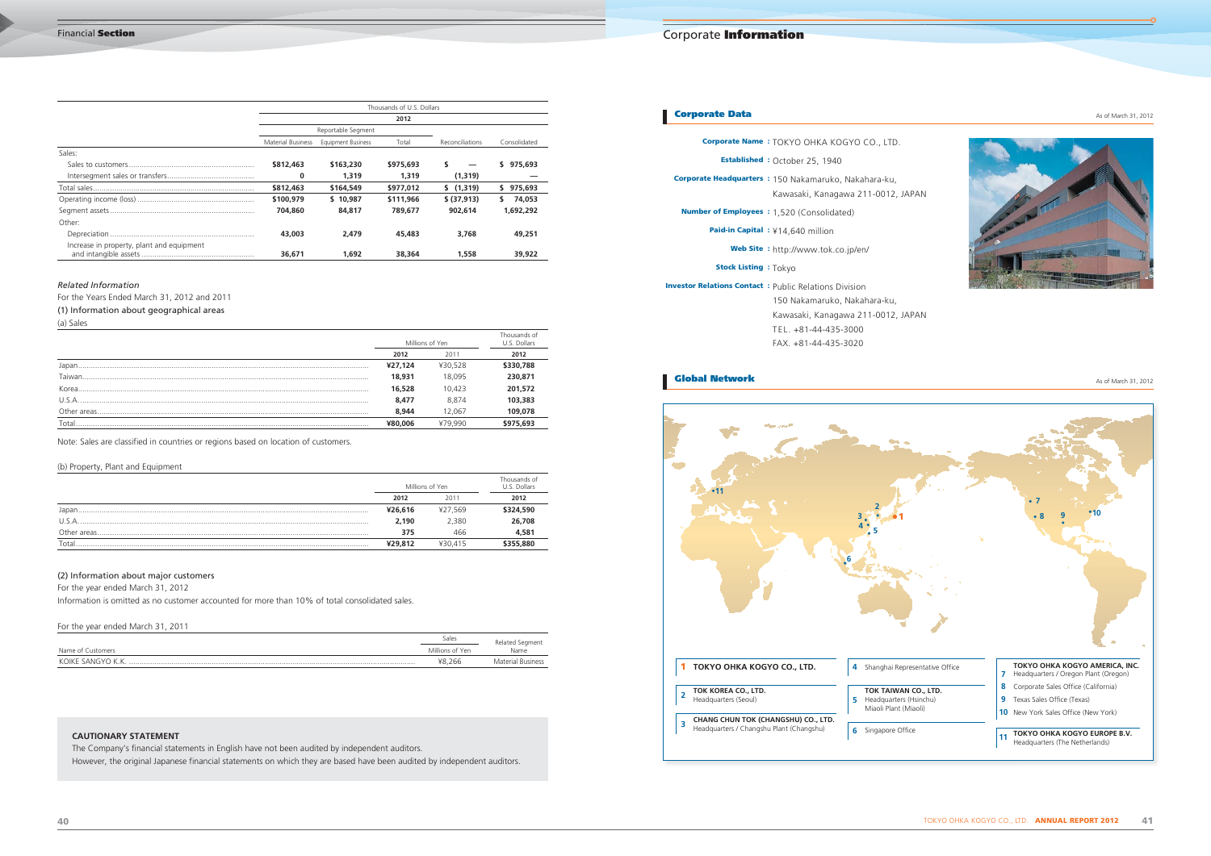## Financial Section

| | Thousands of U.S. Dollars | | | | |
|---|---|---|---|---|---|
| | 2012 | | | | |
| | Reportable Segment | | | | |
| | Material Business | Equipment Business | Total | Reconciliations | Consolidated |
| Sales: | | | | | |
| Sales to customers | $812,463 | $163,230 | $975,693 | $ — | $ 975,693 |
| Intersegment sales or transfers | 0 | 1,319 | 1,319 | (1,319) | — |
| Total sales | $812,463 | $164,549 | $977,012 | $ (1,319) | $ 975,693 |
| Operating income (loss) | $100,979 | $ 10,987 | $111,966 | $ (37,913) | $ 74,053 |
| Segment assets | 704,860 | 84,817 | 789,677 | 902,614 | 1,692,292 |
| Other: | | | | | |
| Depreciation | 43,003 | 2,479 | 45,483 | 3,768 | 49,251 |
| Increase in property, plant and equipment and intangible assets | 36,671 | 1,692 | 38,364 | 1,558 | 39,922 |

*Related Information*

For the Years Ended March 31, 2012 and 2011

(1) Information about geographical areas

(a) Sales

| | Millions of Yen | | Thousands of U.S. Dollars |
|---|---|---|---|
| | 2012 | 2011 | 2012 |
| Japan | ¥27,124 | ¥30,528 | $330,788 |
| Taiwan | 18,931 | 18,095 | 230,871 |
| Korea | 16,528 | 10,423 | 201,572 |
| U.S.A. | 8,477 | 8,874 | 103,383 |
| Other areas | 8,944 | 12,067 | 109,078 |
| Total | ¥80,006 | ¥79,990 | $975,693 |

Note: Sales are classified in countries or regions based on location of customers.

(b) Property, Plant and Equipment

| | Millions of Yen | | Thousands of U.S. Dollars |
|---|---|---|---|
| | 2012 | 2011 | 2012 |
| Japan | ¥26,616 | ¥27,569 | $324,590 |
| U.S.A. | 2,190 | 2,380 | 26,708 |
| Other areas | 375 | 466 | 4,581 |
| Total | ¥29,812 | ¥30,415 | $355,880 |

(2) Information about major customers

For the year ended March 31, 2012

Information is omitted as no customer accounted for more than 10% of total consolidated sales.

For the year ended March 31, 2011

| Name of Customers | Sales (Millions of Yen) | Related Segment Name |
|---|---|---|
| KOIKE SANGYO K.K. | ¥8,266 | Material Business |

**CAUTIONARY STATEMENT**

The Company's financial statements in English have not been audited by independent auditors.
However, the original Japanese financial statements on which they are based have been audited by independent auditors.

## Corporate Information

### Corporate Data

As of March 31, 2012

**Corporate Name :** TOKYO OHKA KOGYO CO., LTD.

**Established :** October 25, 1940

**Corporate Headquarters :** 150 Nakamaruko, Nakahara-ku, Kawasaki, Kanagawa 211-0012, JAPAN

**Number of Employees :** 1,520 (Consolidated)

**Paid-in Capital :** ¥14,640 million

**Web Site :** http://www.tok.co.jp/en/

**Stock Listing :** Tokyo

**Investor Relations Contact :** Public Relations Division
150 Nakamaruko, Nakahara-ku,
Kawasaki, Kanagawa 211-0012, JAPAN
TEL. +81-44-435-3000
FAX. +81-44-435-3020

### Global Network

As of March 31, 2012

1 **TOKYO OHKA KOGYO CO., LTD.**

2 **TOK KOREA CO., LTD.**
Headquarters (Seoul)

3 **CHANG CHUN TOK (CHANGSHU) CO., LTD.**
Headquarters / Changshu Plant (Changshu)

4 Shanghai Representative Office

5 **TOK TAIWAN CO., LTD.**
Headquarters (Hsinchu)
Miaoli Plant (Miaoli)

6 Singapore Office

**TOKYO OHKA KOGYO AMERICA, INC.**

7 Headquarters / Oregon Plant (Oregon)

8 Corporate Sales Office (California)

9 Texas Sales Office (Texas)

10 New York Sales Office (New York)

11 **TOKYO OHKA KOGYO EUROPE B.V.**
Headquarters (The Netherlands)